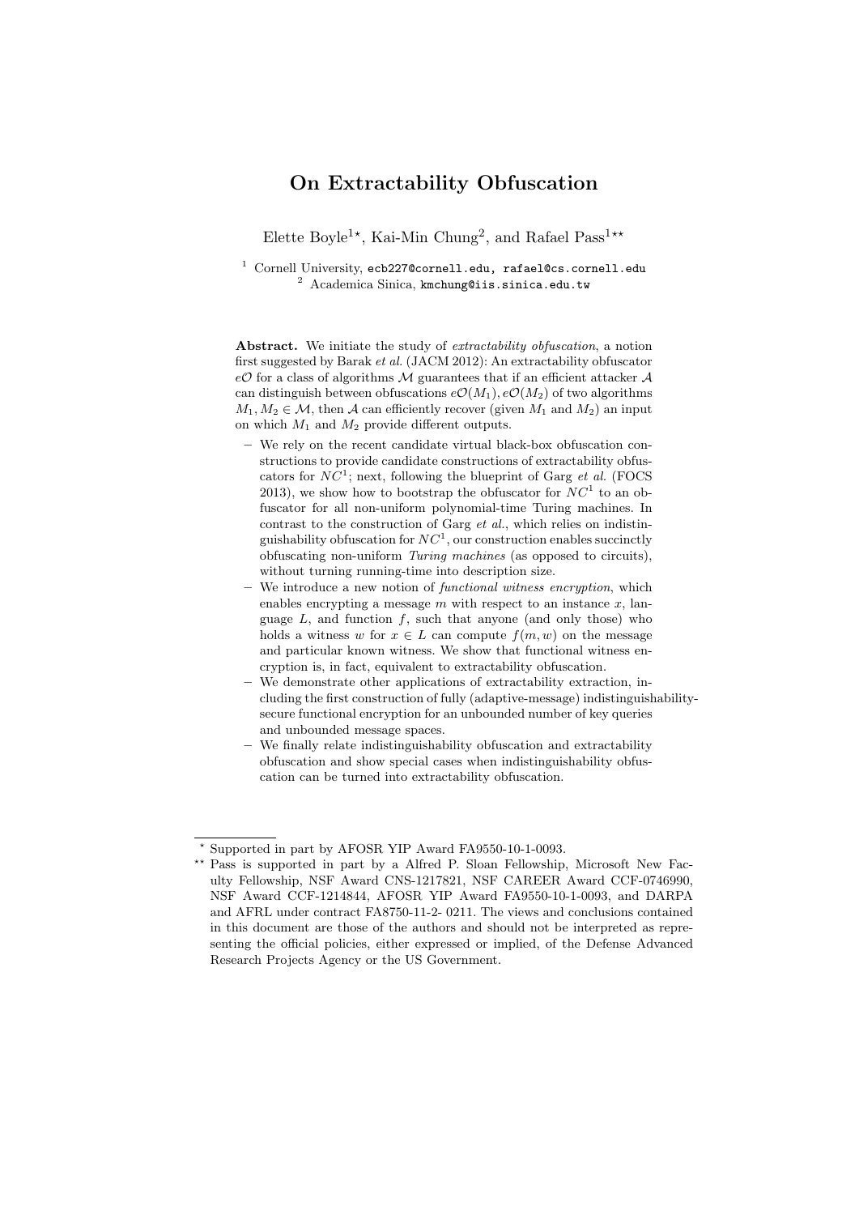# On Extractability Obfuscation

Elette Boyle[1⋆], Kai-Min Chung[2], and Rafael Pass[1⋆⋆]

[1] Cornell University, ecb227@cornell.edu, rafael@cs.cornell.edu
[2] Academica Sinica, kmchung@iis.sinica.edu.tw

**Abstract.** We initiate the study of *extractability obfuscation*, a notion first suggested by Barak *et al.* (JACM 2012): An extractability obfuscator $e\mathcal{O}$ for a class of algorithms $\mathcal{M}$ guarantees that if an efficient attacker $\mathcal{A}$ can distinguish between obfuscations $e\mathcal{O}(M_1), e\mathcal{O}(M_2)$ of two algorithms $M_1, M_2 \in \mathcal{M}$, then $\mathcal{A}$ can efficiently recover (given $M_1$ and $M_2$) an input on which $M_1$ and $M_2$ provide different outputs.

- We rely on the recent candidate virtual black-box obfuscation constructions to provide candidate constructions of extractability obfuscators for $NC^1$; next, following the blueprint of Garg *et al.* (FOCS 2013), we show how to bootstrap the obfuscator for $NC^1$ to an obfuscator for all non-uniform polynomial-time Turing machines. In contrast to the construction of Garg *et al.*, which relies on indistinguishability obfuscation for $NC^1$, our construction enables succinctly obfuscating non-uniform *Turing machines* (as opposed to circuits), without turning running-time into description size.
- We introduce a new notion of *functional witness encryption*, which enables encrypting a message $m$ with respect to an instance $x$, language $L$, and function $f$, such that anyone (and only those) who holds a witness $w$ for $x \in L$ can compute $f(m, w)$ on the message and particular known witness. We show that functional witness encryption is, in fact, equivalent to extractability obfuscation.
- We demonstrate other applications of extractability extraction, including the first construction of fully (adaptive-message) indistinguishability-secure functional encryption for an unbounded number of key queries and unbounded message spaces.
- We finally relate indistinguishability obfuscation and extractability obfuscation and show special cases when indistinguishability obfuscation can be turned into extractability obfuscation.

---

⋆ Supported in part by AFOSR YIP Award FA9550-10-1-0093.

⋆⋆ Pass is supported in part by a Alfred P. Sloan Fellowship, Microsoft New Faculty Fellowship, NSF Award CNS-1217821, NSF CAREER Award CCF-0746990, NSF Award CCF-1214844, AFOSR YIP Award FA9550-10-1-0093, and DARPA and AFRL under contract FA8750-11-2- 0211. The views and conclusions contained in this document are those of the authors and should not be interpreted as representing the official policies, either expressed or implied, of the Defense Advanced Research Projects Agency or the US Government.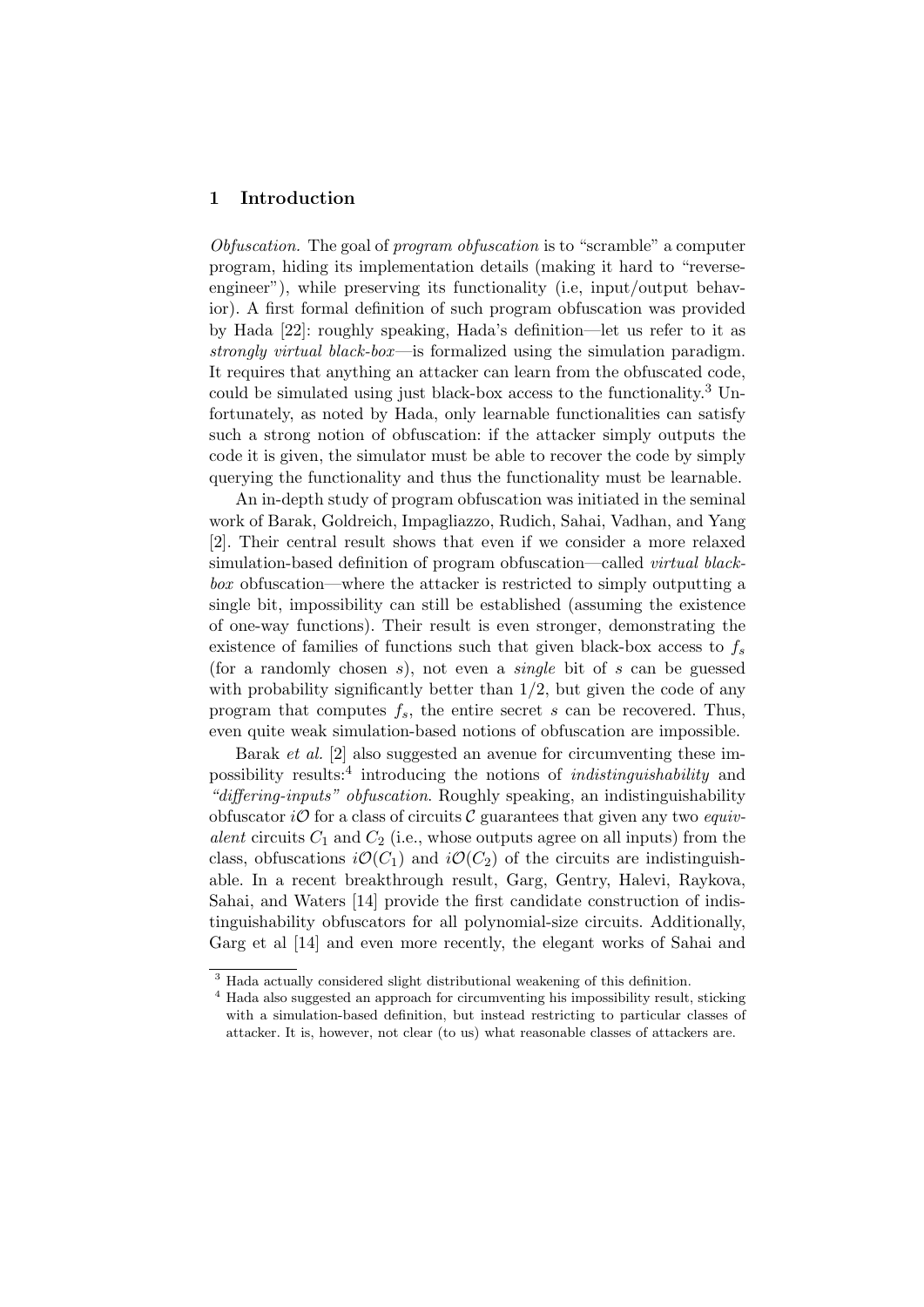## 1 Introduction

*Obfuscation.* The goal of *program obfuscation* is to "scramble" a computer program, hiding its implementation details (making it hard to "reverse-engineer"), while preserving its functionality (i.e, input/output behavior). A first formal definition of such program obfuscation was provided by Hada [22]: roughly speaking, Hada's definition—let us refer to it as *strongly virtual black-box*—is formalized using the simulation paradigm. It requires that anything an attacker can learn from the obfuscated code, could be simulated using just black-box access to the functionality.[3] Unfortunately, as noted by Hada, only learnable functionalities can satisfy such a strong notion of obfuscation: if the attacker simply outputs the code it is given, the simulator must be able to recover the code by simply querying the functionality and thus the functionality must be learnable.

An in-depth study of program obfuscation was initiated in the seminal work of Barak, Goldreich, Impagliazzo, Rudich, Sahai, Vadhan, and Yang [2]. Their central result shows that even if we consider a more relaxed simulation-based definition of program obfuscation—called *virtual black-box* obfuscation—where the attacker is restricted to simply outputting a single bit, impossibility can still be established (assuming the existence of one-way functions). Their result is even stronger, demonstrating the existence of families of functions such that given black-box access to $f_s$ (for a randomly chosen $s$), not even a *single* bit of $s$ can be guessed with probability significantly better than $1/2$, but given the code of any program that computes $f_s$, the entire secret $s$ can be recovered. Thus, even quite weak simulation-based notions of obfuscation are impossible.

Barak *et al.* [2] also suggested an avenue for circumventing these impossibility results:[4] introducing the notions of *indistinguishability* and *"differing-inputs" obfuscation*. Roughly speaking, an indistinguishability obfuscator $i\mathcal{O}$ for a class of circuits $\mathcal{C}$ guarantees that given any two *equivalent* circuits $C_1$ and $C_2$ (i.e., whose outputs agree on all inputs) from the class, obfuscations $i\mathcal{O}(C_1)$ and $i\mathcal{O}(C_2)$ of the circuits are indistinguishable. In a recent breakthrough result, Garg, Gentry, Halevi, Raykova, Sahai, and Waters [14] provide the first candidate construction of indistinguishability obfuscators for all polynomial-size circuits. Additionally, Garg et al [14] and even more recently, the elegant works of Sahai and

[3] Hada actually considered slight distributional weakening of this definition.

[4] Hada also suggested an approach for circumventing his impossibility result, sticking with a simulation-based definition, but instead restricting to particular classes of attacker. It is, however, not clear (to us) what reasonable classes of attackers are.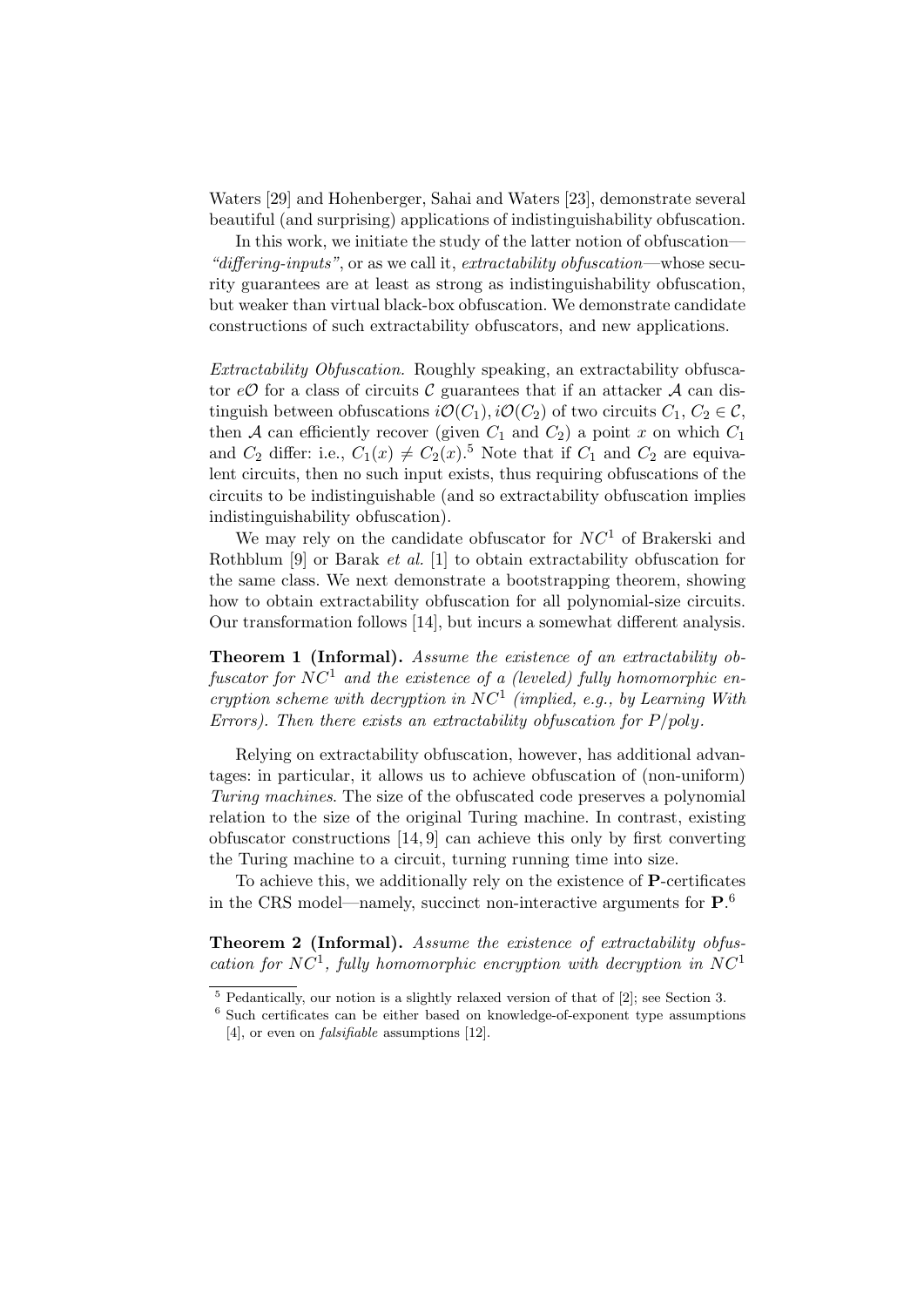Waters [29] and Hohenberger, Sahai and Waters [23], demonstrate several beautiful (and surprising) applications of indistinguishability obfuscation.

In this work, we initiate the study of the latter notion of obfuscation—*"differing-inputs"*, or as we call it, *extractability obfuscation*—whose security guarantees are at least as strong as indistinguishability obfuscation, but weaker than virtual black-box obfuscation. We demonstrate candidate constructions of such extractability obfuscators, and new applications.

*Extractability Obfuscation.* Roughly speaking, an extractability obfuscator $e\mathcal{O}$ for a class of circuits $\mathcal{C}$ guarantees that if an attacker $\mathcal{A}$ can distinguish between obfuscations $i\mathcal{O}(C_1), i\mathcal{O}(C_2)$ of two circuits $C_1, C_2 \in \mathcal{C}$, then $\mathcal{A}$ can efficiently recover (given $C_1$ and $C_2$) a point $x$ on which $C_1$ and $C_2$ differ: i.e., $C_1(x) \neq C_2(x)$.[5] Note that if $C_1$ and $C_2$ are equivalent circuits, then no such input exists, thus requiring obfuscations of the circuits to be indistinguishable (and so extractability obfuscation implies indistinguishability obfuscation).

We may rely on the candidate obfuscator for $NC^1$ of Brakerski and Rothblum [9] or Barak *et al.* [1] to obtain extractability obfuscation for the same class. We next demonstrate a bootstrapping theorem, showing how to obtain extractability obfuscation for all polynomial-size circuits. Our transformation follows [14], but incurs a somewhat different analysis.

**Theorem 1 (Informal).** *Assume the existence of an extractability obfuscator for $NC^1$ and the existence of a (leveled) fully homomorphic encryption scheme with decryption in $NC^1$ (implied, e.g., by Learning With Errors). Then there exists an extractability obfuscation for $P/poly$.*

Relying on extractability obfuscation, however, has additional advantages: in particular, it allows us to achieve obfuscation of (non-uniform) *Turing machines*. The size of the obfuscated code preserves a polynomial relation to the size of the original Turing machine. In contrast, existing obfuscator constructions [14, 9] can achieve this only by first converting the Turing machine to a circuit, turning running time into size.

To achieve this, we additionally rely on the existence of **P**-certificates in the CRS model—namely, succinct non-interactive arguments for **P**.[6]

**Theorem 2 (Informal).** *Assume the existence of extractability obfuscation for $NC^1$, fully homomorphic encryption with decryption in $NC^1$*

[5] Pedantically, our notion is a slightly relaxed version of that of [2]; see Section 3.

[6] Such certificates can be either based on knowledge-of-exponent type assumptions [4], or even on *falsifiable* assumptions [12].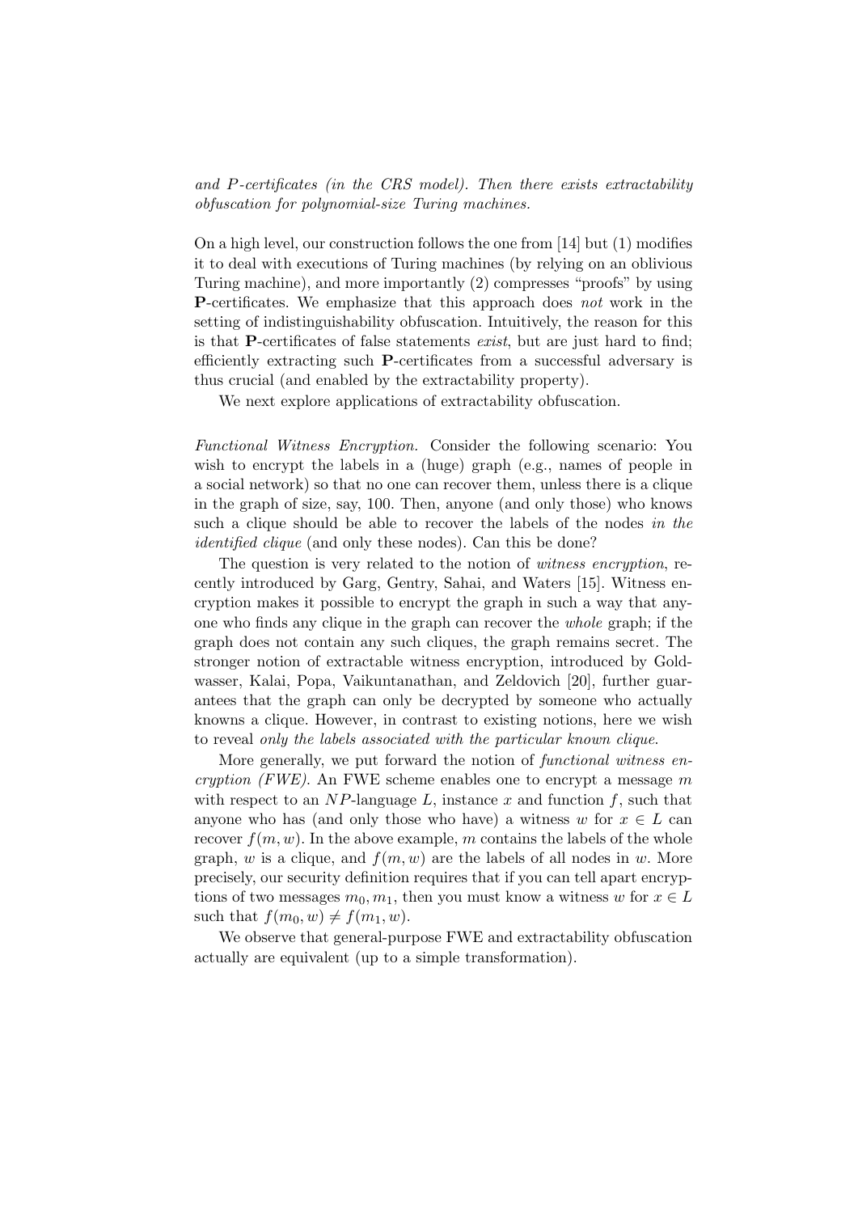*and P-certificates (in the CRS model). Then there exists extractability obfuscation for polynomial-size Turing machines.*

On a high level, our construction follows the one from [14] but (1) modifies it to deal with executions of Turing machines (by relying on an oblivious Turing machine), and more importantly (2) compresses "proofs" by using **P**-certificates. We emphasize that this approach does *not* work in the setting of indistinguishability obfuscation. Intuitively, the reason for this is that **P**-certificates of false statements *exist*, but are just hard to find; efficiently extracting such **P**-certificates from a successful adversary is thus crucial (and enabled by the extractability property).

We next explore applications of extractability obfuscation.

*Functional Witness Encryption.* Consider the following scenario: You wish to encrypt the labels in a (huge) graph (e.g., names of people in a social network) so that no one can recover them, unless there is a clique in the graph of size, say, 100. Then, anyone (and only those) who knows such a clique should be able to recover the labels of the nodes *in the identified clique* (and only these nodes). Can this be done?

The question is very related to the notion of *witness encryption*, recently introduced by Garg, Gentry, Sahai, and Waters [15]. Witness encryption makes it possible to encrypt the graph in such a way that anyone who finds any clique in the graph can recover the *whole* graph; if the graph does not contain any such cliques, the graph remains secret. The stronger notion of extractable witness encryption, introduced by Goldwasser, Kalai, Popa, Vaikuntanathan, and Zeldovich [20], further guarantees that the graph can only be decrypted by someone who actually knowns a clique. However, in contrast to existing notions, here we wish to reveal *only the labels associated with the particular known clique*.

More generally, we put forward the notion of *functional witness encryption (FWE)*. An FWE scheme enables one to encrypt a message $m$ with respect to an $NP$-language $L$, instance $x$ and function $f$, such that anyone who has (and only those who have) a witness $w$ for $x \in L$ can recover $f(m, w)$. In the above example, $m$ contains the labels of the whole graph, $w$ is a clique, and $f(m, w)$ are the labels of all nodes in $w$. More precisely, our security definition requires that if you can tell apart encryptions of two messages $m_0, m_1$, then you must know a witness $w$ for $x \in L$ such that $f(m_0, w) \neq f(m_1, w)$.

We observe that general-purpose FWE and extractability obfuscation actually are equivalent (up to a simple transformation).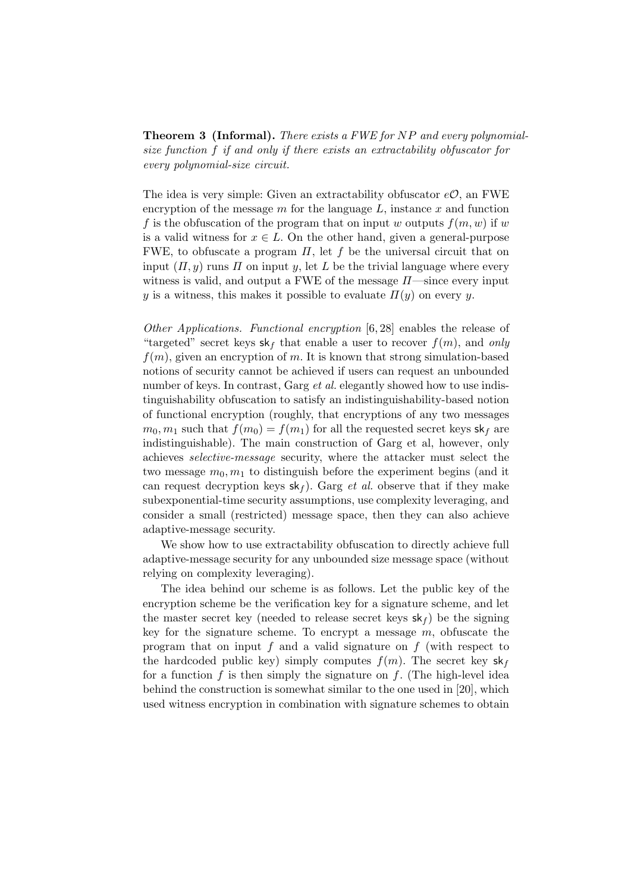**Theorem 3 (Informal).** *There exists a FWE for $NP$ and every polynomial-size function $f$ if and only if there exists an extractability obfuscator for every polynomial-size circuit.*

The idea is very simple: Given an extractability obfuscator $e\mathcal{O}$, an FWE encryption of the message $m$ for the language $L$, instance $x$ and function $f$ is the obfuscation of the program that on input $w$ outputs $f(m, w)$ if $w$ is a valid witness for $x \in L$. On the other hand, given a general-purpose FWE, to obfuscate a program $\Pi$, let $f$ be the universal circuit that on input $(\Pi, y)$ runs $\Pi$ on input $y$, let $L$ be the trivial language where every witness is valid, and output a FWE of the message $\Pi$—since every input $y$ is a witness, this makes it possible to evaluate $\Pi(y)$ on every $y$.

*Other Applications. Functional encryption* [6, 28] enables the release of "targeted" secret keys $\mathsf{sk}_f$ that enable a user to recover $f(m)$, and *only* $f(m)$, given an encryption of $m$. It is known that strong simulation-based notions of security cannot be achieved if users can request an unbounded number of keys. In contrast, Garg *et al.* elegantly showed how to use indistinguishability obfuscation to satisfy an indistinguishability-based notion of functional encryption (roughly, that encryptions of any two messages $m_0, m_1$ such that $f(m_0) = f(m_1)$ for all the requested secret keys $\mathsf{sk}_f$ are indistinguishable). The main construction of Garg et al, however, only achieves *selective-message* security, where the attacker must select the two message $m_0, m_1$ to distinguish before the experiment begins (and it can request decryption keys $\mathsf{sk}_f$). Garg *et al.* observe that if they make subexponential-time security assumptions, use complexity leveraging, and consider a small (restricted) message space, then they can also achieve adaptive-message security.

We show how to use extractability obfuscation to directly achieve full adaptive-message security for any unbounded size message space (without relying on complexity leveraging).

The idea behind our scheme is as follows. Let the public key of the encryption scheme be the verification key for a signature scheme, and let the master secret key (needed to release secret keys $\mathsf{sk}_f$) be the signing key for the signature scheme. To encrypt a message $m$, obfuscate the program that on input $f$ and a valid signature on $f$ (with respect to the hardcoded public key) simply computes $f(m)$. The secret key $\mathsf{sk}_f$ for a function $f$ is then simply the signature on $f$. (The high-level idea behind the construction is somewhat similar to the one used in [20], which used witness encryption in combination with signature schemes to obtain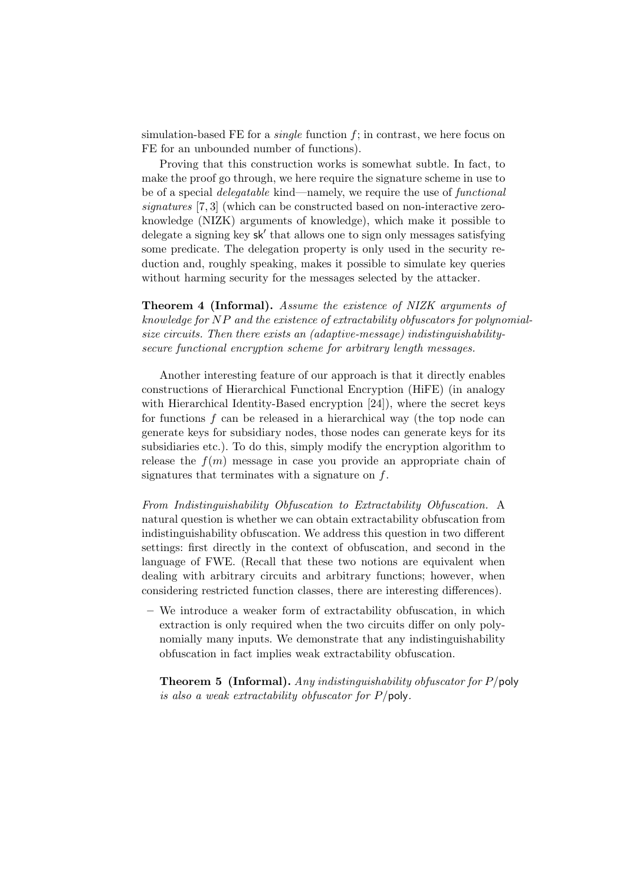simulation-based FE for a *single* function $f$; in contrast, we here focus on FE for an unbounded number of functions).

Proving that this construction works is somewhat subtle. In fact, to make the proof go through, we here require the signature scheme in use to be of a special *delegatable* kind—namely, we require the use of *functional signatures* [7, 3] (which can be constructed based on non-interactive zero-knowledge (NIZK) arguments of knowledge), which make it possible to delegate a signing key $\mathsf{sk}'$ that allows one to sign only messages satisfying some predicate. The delegation property is only used in the security reduction and, roughly speaking, makes it possible to simulate key queries without harming security for the messages selected by the attacker.

**Theorem 4 (Informal).** *Assume the existence of NIZK arguments of knowledge for $NP$ and the existence of extractability obfuscators for polynomial-size circuits. Then there exists an (adaptive-message) indistinguishability-secure functional encryption scheme for arbitrary length messages.*

Another interesting feature of our approach is that it directly enables constructions of Hierarchical Functional Encryption (HiFE) (in analogy with Hierarchical Identity-Based encryption [24]), where the secret keys for functions $f$ can be released in a hierarchical way (the top node can generate keys for subsidiary nodes, those nodes can generate keys for its subsidiaries etc.). To do this, simply modify the encryption algorithm to release the $f(m)$ message in case you provide an appropriate chain of signatures that terminates with a signature on $f$.

*From Indistinguishability Obfuscation to Extractability Obfuscation.* A natural question is whether we can obtain extractability obfuscation from indistinguishability obfuscation. We address this question in two different settings: first directly in the context of obfuscation, and second in the language of FWE. (Recall that these two notions are equivalent when dealing with arbitrary circuits and arbitrary functions; however, when considering restricted function classes, there are interesting differences).

– We introduce a weaker form of extractability obfuscation, in which extraction is only required when the two circuits differ on only polynomially many inputs. We demonstrate that any indistinguishability obfuscation in fact implies weak extractability obfuscation.

  **Theorem 5 (Informal).** *Any indistinguishability obfuscator for $P/\mathsf{poly}$ is also a weak extractability obfuscator for $P/\mathsf{poly}$.*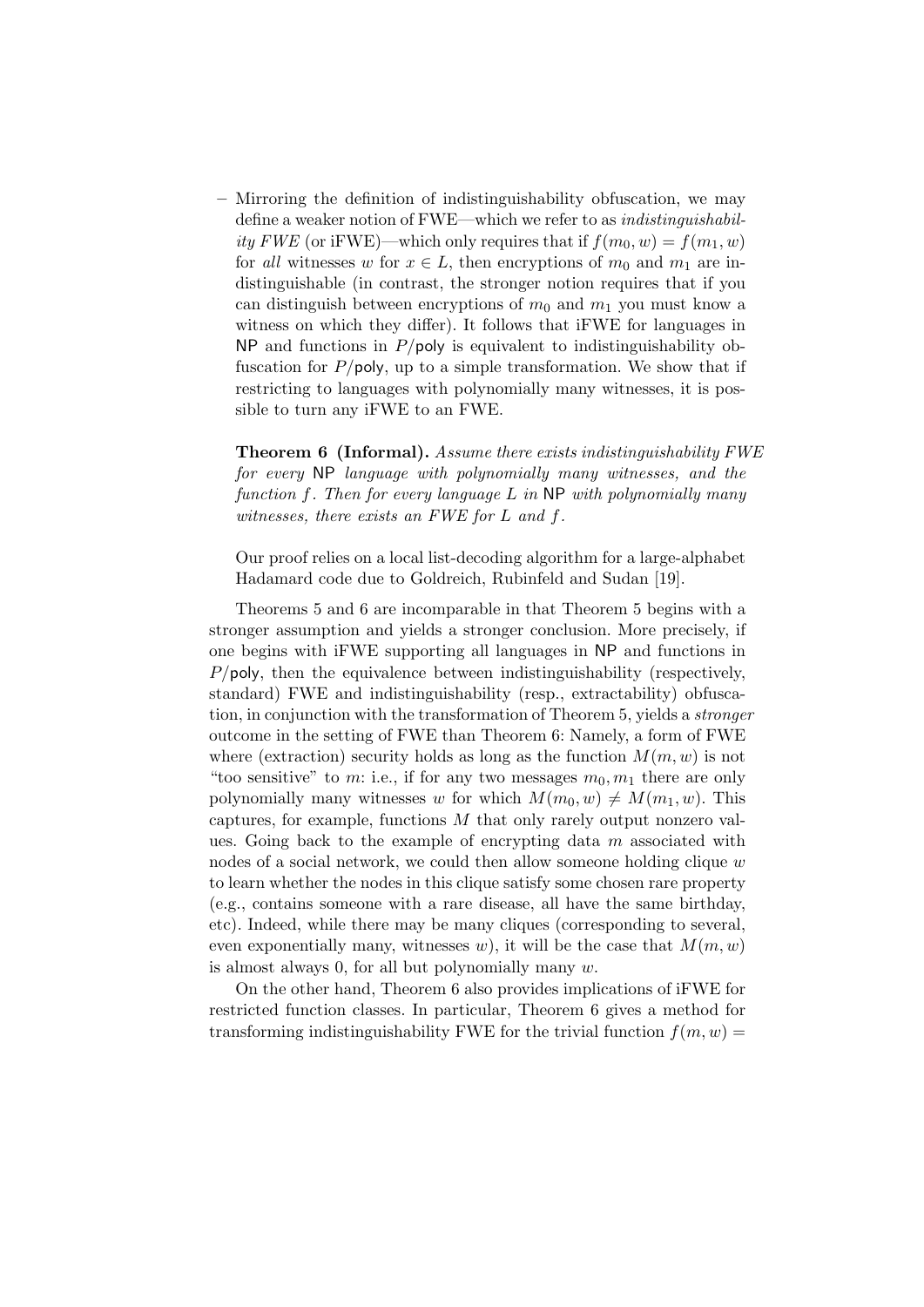– Mirroring the definition of indistinguishability obfuscation, we may define a weaker notion of FWE—which we refer to as *indistinguishability FWE* (or iFWE)—which only requires that if $f(m_0, w) = f(m_1, w)$ for *all* witnesses $w$ for $x \in L$, then encryptions of $m_0$ and $m_1$ are indistinguishable (in contrast, the stronger notion requires that if you can distinguish between encryptions of $m_0$ and $m_1$ you must know a witness on which they differ). It follows that iFWE for languages in $\mathsf{NP}$ and functions in $P/\mathsf{poly}$ is equivalent to indistinguishability obfuscation for $P/\mathsf{poly}$, up to a simple transformation. We show that if restricting to languages with polynomially many witnesses, it is possible to turn any iFWE to an FWE.

**Theorem 6 (Informal).** *Assume there exists indistinguishability FWE for every* $\mathsf{NP}$ *language with polynomially many witnesses, and the function* $f$*. Then for every language* $L$ *in* $\mathsf{NP}$ *with polynomially many witnesses, there exists an FWE for* $L$ *and* $f$*.*

Our proof relies on a local list-decoding algorithm for a large-alphabet Hadamard code due to Goldreich, Rubinfeld and Sudan [19].

Theorems 5 and 6 are incomparable in that Theorem 5 begins with a stronger assumption and yields a stronger conclusion. More precisely, if one begins with iFWE supporting all languages in $\mathsf{NP}$ and functions in $P/\mathsf{poly}$, then the equivalence between indistinguishability (respectively, standard) FWE and indistinguishability (resp., extractability) obfuscation, in conjunction with the transformation of Theorem 5, yields a *stronger* outcome in the setting of FWE than Theorem 6: Namely, a form of FWE where (extraction) security holds as long as the function $M(m, w)$ is not "too sensitive" to $m$: i.e., if for any two messages $m_0, m_1$ there are only polynomially many witnesses $w$ for which $M(m_0, w) \neq M(m_1, w)$. This captures, for example, functions $M$ that only rarely output nonzero values. Going back to the example of encrypting data $m$ associated with nodes of a social network, we could then allow someone holding clique $w$ to learn whether the nodes in this clique satisfy some chosen rare property (e.g., contains someone with a rare disease, all have the same birthday, etc). Indeed, while there may be many cliques (corresponding to several, even exponentially many, witnesses $w$), it will be the case that $M(m, w)$ is almost always 0, for all but polynomially many $w$.

On the other hand, Theorem 6 also provides implications of iFWE for restricted function classes. In particular, Theorem 6 gives a method for transforming indistinguishability FWE for the trivial function $f(m, w) =$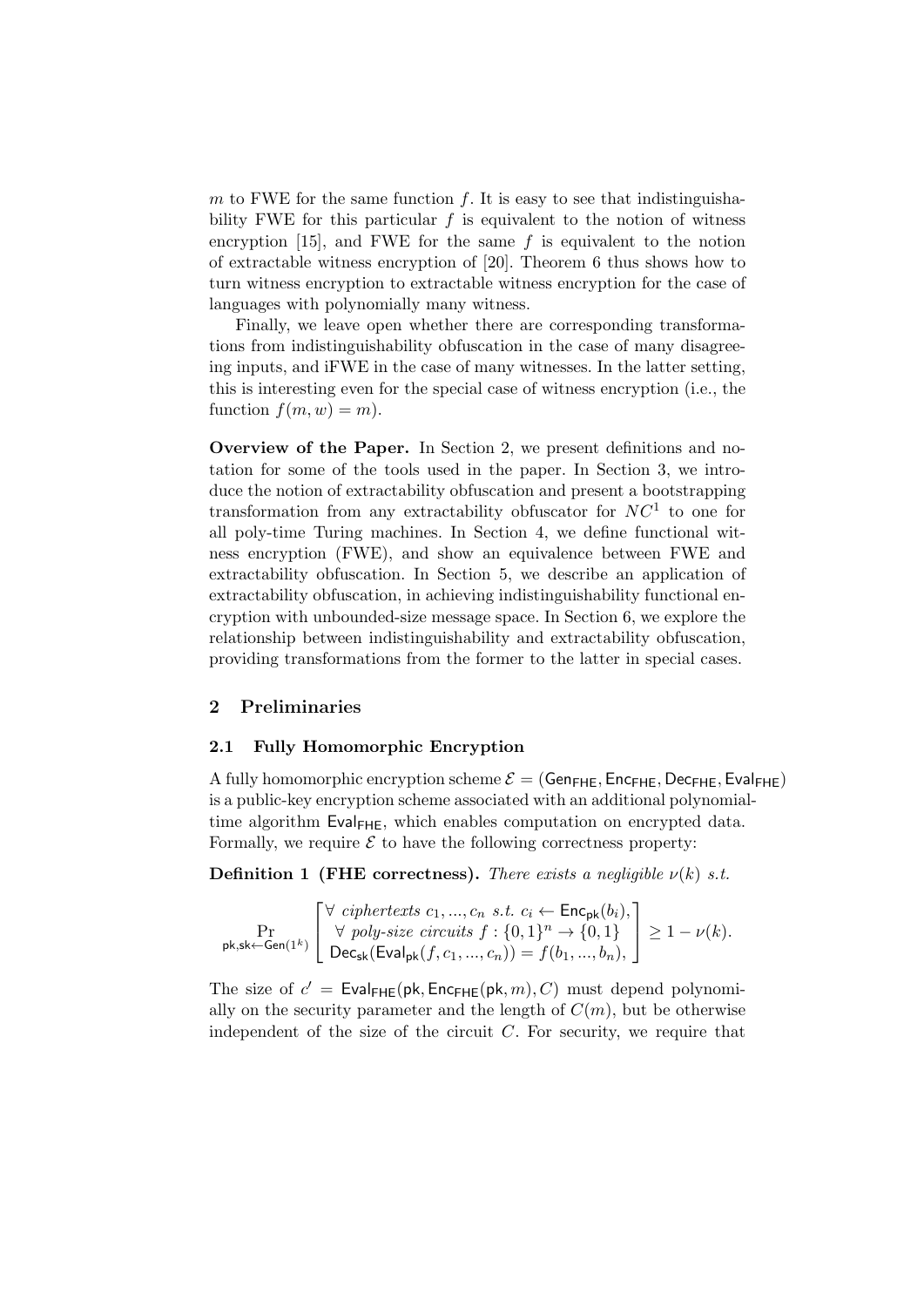$m$ to FWE for the same function $f$. It is easy to see that indistinguishability FWE for this particular $f$ is equivalent to the notion of witness encryption [15], and FWE for the same $f$ is equivalent to the notion of extractable witness encryption of [20]. Theorem 6 thus shows how to turn witness encryption to extractable witness encryption for the case of languages with polynomially many witness.

Finally, we leave open whether there are corresponding transformations from indistinguishability obfuscation in the case of many disagreeing inputs, and iFWE in the case of many witnesses. In the latter setting, this is interesting even for the special case of witness encryption (i.e., the function $f(m, w) = m$).

**Overview of the Paper.** In Section 2, we present definitions and notation for some of the tools used in the paper. In Section 3, we introduce the notion of extractability obfuscation and present a bootstrapping transformation from any extractability obfuscator for $NC^1$ to one for all poly-time Turing machines. In Section 4, we define functional witness encryption (FWE), and show an equivalence between FWE and extractability obfuscation. In Section 5, we describe an application of extractability obfuscation, in achieving indistinguishability functional encryption with unbounded-size message space. In Section 6, we explore the relationship between indistinguishability and extractability obfuscation, providing transformations from the former to the latter in special cases.

## 2 Preliminaries

### 2.1 Fully Homomorphic Encryption

A fully homomorphic encryption scheme $\mathcal{E} = (\mathsf{Gen_{FHE}}, \mathsf{Enc_{FHE}}, \mathsf{Dec_{FHE}}, \mathsf{Eval_{FHE}})$ is a public-key encryption scheme associated with an additional polynomial-time algorithm $\mathsf{Eval_{FHE}}$, which enables computation on encrypted data. Formally, we require $\mathcal{E}$ to have the following correctness property:

**Definition 1 (FHE correctness).** *There exists a negligible $\nu(k)$ s.t.*

$$\Pr_{\mathsf{pk},\mathsf{sk} \leftarrow \mathsf{Gen}(1^k)} \begin{bmatrix} \forall \textit{ ciphertexts } c_1, ..., c_n \textit{ s.t. } c_i \leftarrow \mathsf{Enc_{pk}}(b_i), \\ \forall \textit{ poly-size circuits } f : \{0,1\}^n \rightarrow \{0,1\} \\ \mathsf{Dec_{sk}}(\mathsf{Eval_{pk}}(f, c_1, ..., c_n)) = f(b_1, ..., b_n), \end{bmatrix} \geq 1 - \nu(k).$$

The size of $c' = \mathsf{Eval_{FHE}}(\mathsf{pk}, \mathsf{Enc_{FHE}}(\mathsf{pk}, m), C)$ must depend polynomially on the security parameter and the length of $C(m)$, but be otherwise independent of the size of the circuit $C$. For security, we require that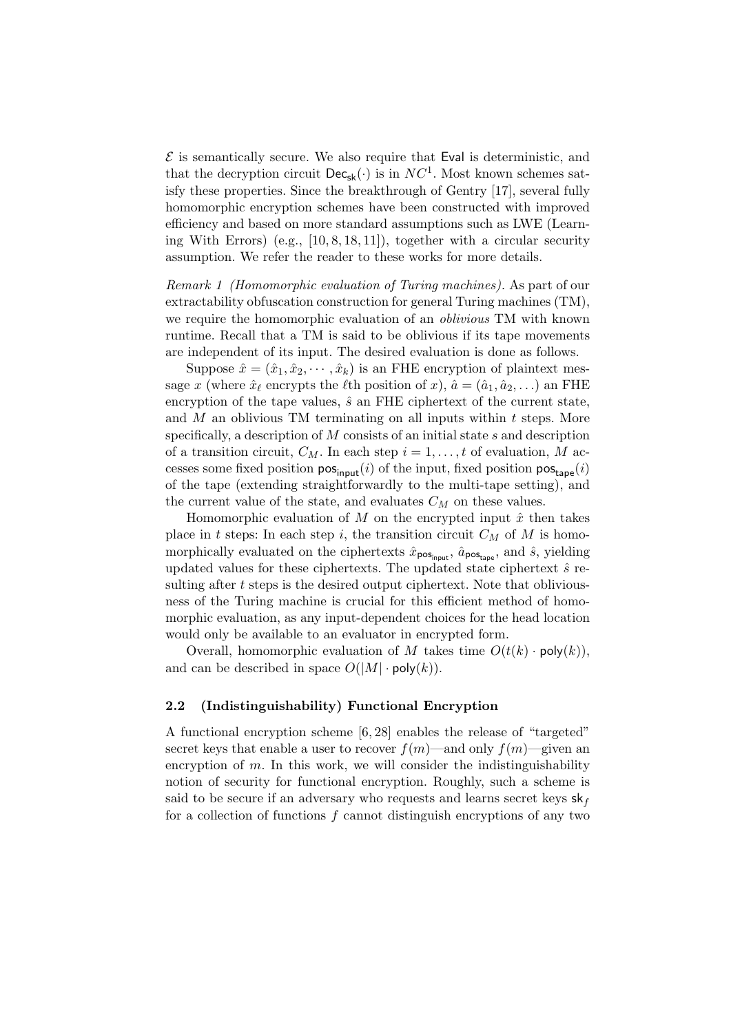$\mathcal{E}$ is semantically secure. We also require that $\mathsf{Eval}$ is deterministic, and that the decryption circuit $\mathsf{Dec}_{\mathsf{sk}}(\cdot)$ is in $NC^1$. Most known schemes satisfy these properties. Since the breakthrough of Gentry [17], several fully homomorphic encryption schemes have been constructed with improved efficiency and based on more standard assumptions such as LWE (Learning With Errors) (e.g., [10, 8, 18, 11]), together with a circular security assumption. We refer the reader to these works for more details.

*Remark 1 (Homomorphic evaluation of Turing machines).* As part of our extractability obfuscation construction for general Turing machines (TM), we require the homomorphic evaluation of an *oblivious* TM with known runtime. Recall that a TM is said to be oblivious if its tape movements are independent of its input. The desired evaluation is done as follows.

Suppose $\hat{x} = (\hat{x}_1, \hat{x}_2, \cdots, \hat{x}_k)$ is an FHE encryption of plaintext message $x$ (where $\hat{x}_\ell$ encrypts the $\ell$th position of $x$), $\hat{a} = (\hat{a}_1, \hat{a}_2, \ldots)$ an FHE encryption of the tape values, $\hat{s}$ an FHE ciphertext of the current state, and $M$ an oblivious TM terminating on all inputs within $t$ steps. More specifically, a description of $M$ consists of an initial state $s$ and description of a transition circuit, $C_M$. In each step $i = 1, \ldots, t$ of evaluation, $M$ accesses some fixed position $\mathsf{pos}_{\mathsf{input}}(i)$ of the input, fixed position $\mathsf{pos}_{\mathsf{tape}}(i)$ of the tape (extending straightforwardly to the multi-tape setting), and the current value of the state, and evaluates $C_M$ on these values.

Homomorphic evaluation of $M$ on the encrypted input $\hat{x}$ then takes place in $t$ steps: In each step $i$, the transition circuit $C_M$ of $M$ is homomorphically evaluated on the ciphertexts $\hat{x}_{\mathsf{pos}_{\mathsf{input}}}$, $\hat{a}_{\mathsf{pos}_{\mathsf{tape}}}$, and $\hat{s}$, yielding updated values for these ciphertexts. The updated state ciphertext $\hat{s}$ resulting after $t$ steps is the desired output ciphertext. Note that obliviousness of the Turing machine is crucial for this efficient method of homomorphic evaluation, as any input-dependent choices for the head location would only be available to an evaluator in encrypted form.

Overall, homomorphic evaluation of $M$ takes time $O(t(k) \cdot \mathsf{poly}(k))$, and can be described in space $O(|M| \cdot \mathsf{poly}(k))$.

### 2.2 (Indistinguishability) Functional Encryption

A functional encryption scheme [6, 28] enables the release of "targeted" secret keys that enable a user to recover $f(m)$—and only $f(m)$—given an encryption of $m$. In this work, we will consider the indistinguishability notion of security for functional encryption. Roughly, such a scheme is said to be secure if an adversary who requests and learns secret keys $\mathsf{sk}_f$ for a collection of functions $f$ cannot distinguish encryptions of any two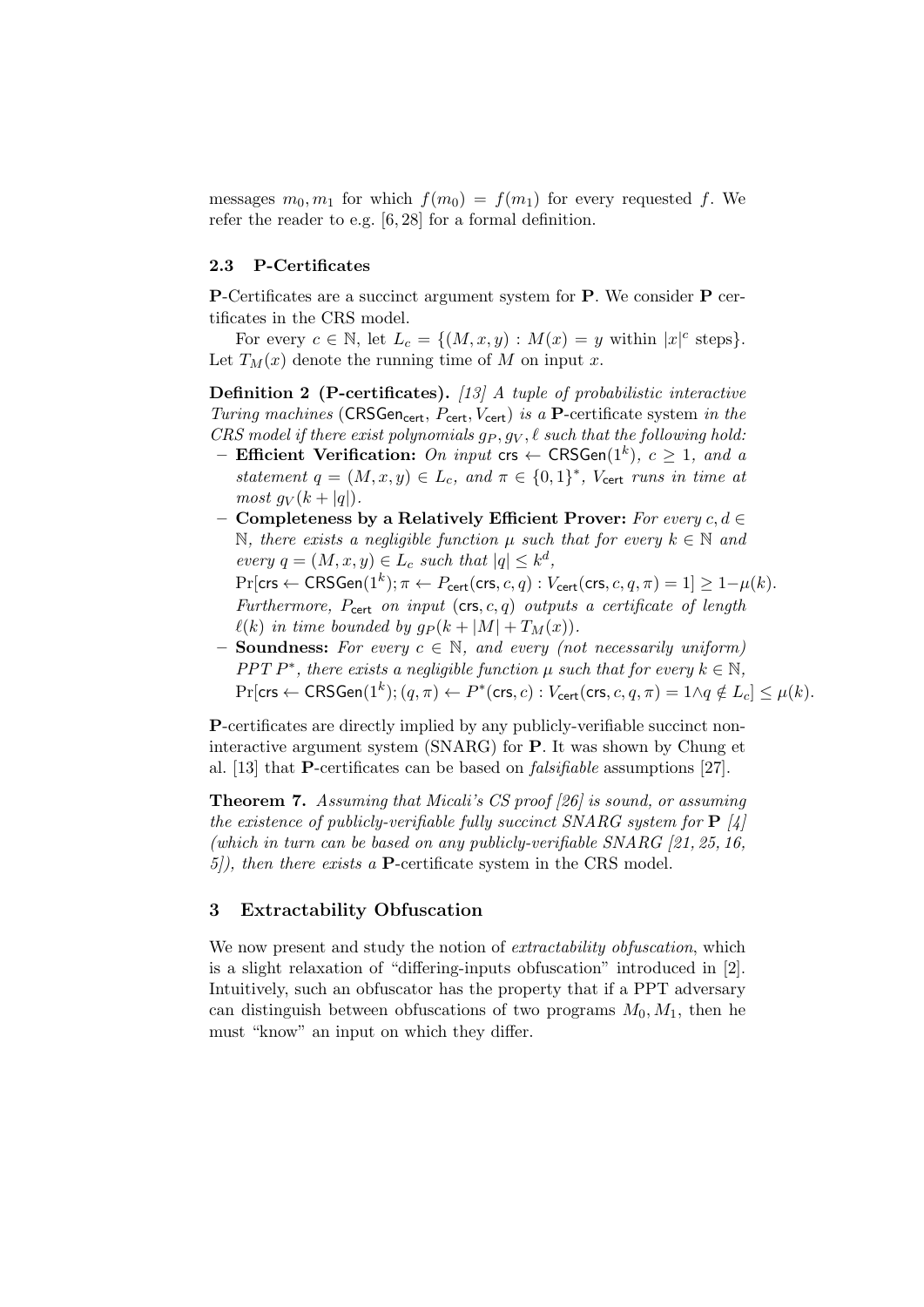messages $m_0, m_1$ for which $f(m_0) = f(m_1)$ for every requested $f$. We refer the reader to e.g. [6, 28] for a formal definition.

### 2.3 P-Certificates

**P**-Certificates are a succinct argument system for **P**. We consider **P** certificates in the CRS model.

For every $c \in \mathbb{N}$, let $L_c = \{(M, x, y) : M(x) = y \text{ within } |x|^c \text{ steps}\}$. Let $T_M(x)$ denote the running time of $M$ on input $x$.

**Definition 2 (P-certificates).** *[13] A tuple of probabilistic interactive Turing machines* ($\mathsf{CRSGen}_{\mathsf{cert}}$, $P_{\mathsf{cert}}, V_{\mathsf{cert}}$) *is a* **P**-certificate system *in the CRS model if there exist polynomials* $g_P, g_V, \ell$ *such that the following hold:*

- **Efficient Verification:** *On input* $\mathsf{crs} \leftarrow \mathsf{CRSGen}(1^k)$, $c \geq 1$, *and a statement* $q = (M, x, y) \in L_c$, *and* $\pi \in \{0,1\}^*$, $V_{\mathsf{cert}}$ *runs in time at most* $g_V(k + |q|)$.
- **Completeness by a Relatively Efficient Prover:** *For every* $c, d \in \mathbb{N}$, *there exists a negligible function* $\mu$ *such that for every* $k \in \mathbb{N}$ *and every* $q = (M, x, y) \in L_c$ *such that* $|q| \leq k^d$,
  $\Pr[\mathsf{crs} \leftarrow \mathsf{CRSGen}(1^k); \pi \leftarrow P_{\mathsf{cert}}(\mathsf{crs}, c, q) : V_{\mathsf{cert}}(\mathsf{crs}, c, q, \pi) = 1] \geq 1 - \mu(k)$.
  *Furthermore,* $P_{\mathsf{cert}}$ *on input* $(\mathsf{crs}, c, q)$ *outputs a certificate of length* $\ell(k)$ *in time bounded by* $g_P(k + |M| + T_M(x))$.
- **Soundness:** *For every* $c \in \mathbb{N}$, *and every (not necessarily uniform) PPT* $P^*$, *there exists a negligible function* $\mu$ *such that for every* $k \in \mathbb{N}$,
  $\Pr[\mathsf{crs} \leftarrow \mathsf{CRSGen}(1^k); (q, \pi) \leftarrow P^*(\mathsf{crs}, c) : V_{\mathsf{cert}}(\mathsf{crs}, c, q, \pi) = 1 \wedge q \notin L_c] \leq \mu(k)$.

**P**-certificates are directly implied by any publicly-verifiable succinct non-interactive argument system (SNARG) for **P**. It was shown by Chung et al. [13] that **P**-certificates can be based on *falsifiable* assumptions [27].

**Theorem 7.** *Assuming that Micali's CS proof [26] is sound, or assuming the existence of publicly-verifiable fully succinct SNARG system for* **P** *[4] (which in turn can be based on any publicly-verifiable SNARG [21, 25, 16, 5]), then there exists a* **P**-certificate system in the CRS model.

## 3 Extractability Obfuscation

We now present and study the notion of *extractability obfuscation*, which is a slight relaxation of "differing-inputs obfuscation" introduced in [2]. Intuitively, such an obfuscator has the property that if a PPT adversary can distinguish between obfuscations of two programs $M_0, M_1$, then he must "know" an input on which they differ.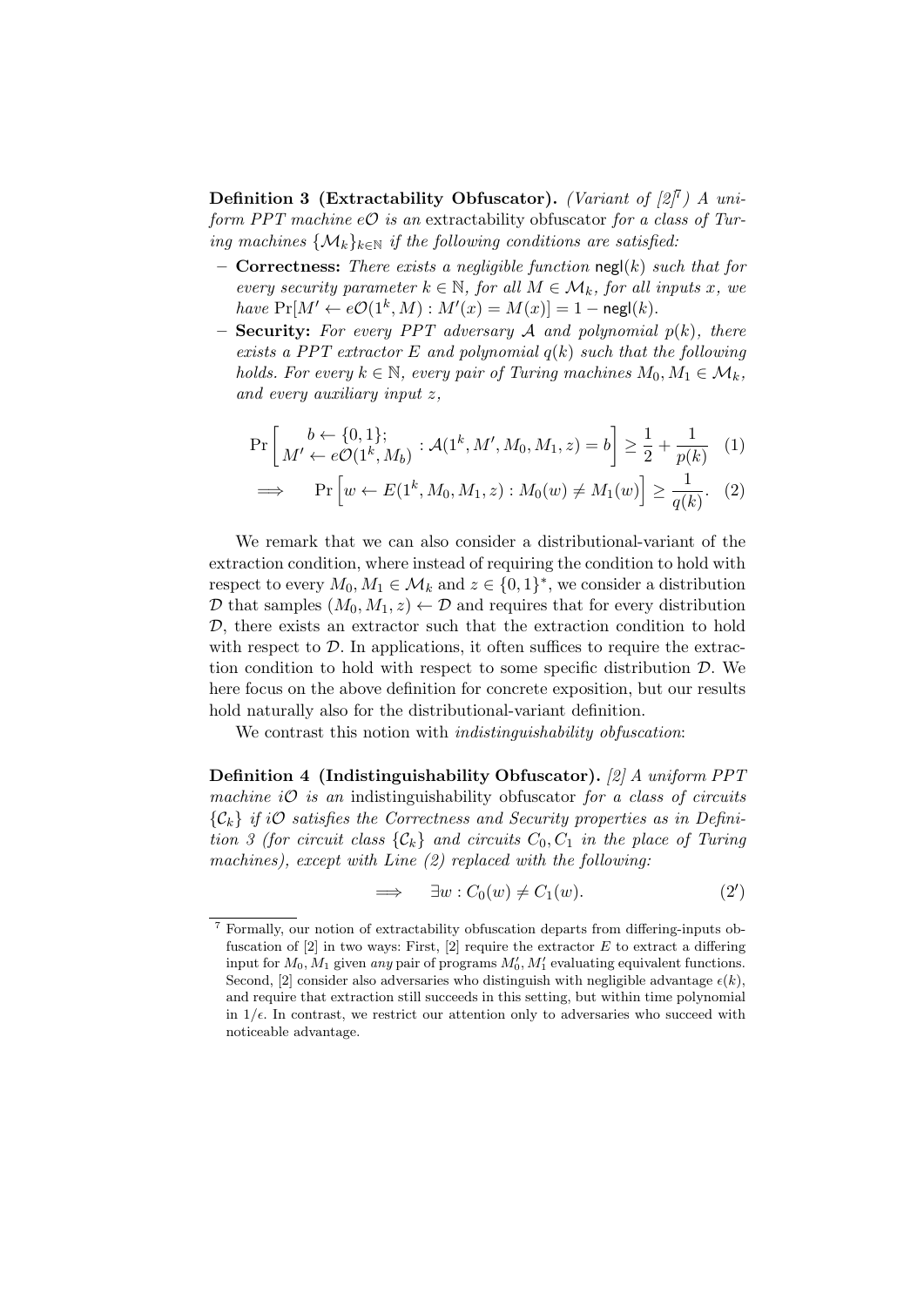**Definition 3 (Extractability Obfuscator).** *(Variant of [2][7]) A uniform PPT machine $e\mathcal{O}$ is an* extractability obfuscator *for a class of Turing machines $\{\mathcal{M}_k\}_{k \in \mathbb{N}}$ if the following conditions are satisfied:*

- **Correctness:** *There exists a negligible function $\mathsf{negl}(k)$ such that for every security parameter $k \in \mathbb{N}$, for all $M \in \mathcal{M}_k$, for all inputs $x$, we have $\Pr[M' \leftarrow e\mathcal{O}(1^k, M) : M'(x) = M(x)] = 1 - \mathsf{negl}(k)$.*
- **Security:** *For every PPT adversary $\mathcal{A}$ and polynomial $p(k)$, there exists a PPT extractor $E$ and polynomial $q(k)$ such that the following holds. For every $k \in \mathbb{N}$, every pair of Turing machines $M_0, M_1 \in \mathcal{M}_k$, and every auxiliary input $z$,*

$$\Pr\left[\begin{array}{c} b \leftarrow \{0,1\}; \\ M' \leftarrow e\mathcal{O}(1^k, M_b) \end{array} : \mathcal{A}(1^k, M', M_0, M_1, z) = b\right] \geq \frac{1}{2} + \frac{1}{p(k)} \quad (1)$$

$$\implies \quad \Pr\left[w \leftarrow E(1^k, M_0, M_1, z) : M_0(w) \neq M_1(w)\right] \geq \frac{1}{q(k)}. \quad (2)$$

We remark that we can also consider a distributional-variant of the extraction condition, where instead of requiring the condition to hold with respect to every $M_0, M_1 \in \mathcal{M}_k$ and $z \in \{0,1\}^*$, we consider a distribution $\mathcal{D}$ that samples $(M_0, M_1, z) \leftarrow \mathcal{D}$ and requires that for every distribution $\mathcal{D}$, there exists an extractor such that the extraction condition to hold with respect to $\mathcal{D}$. In applications, it often suffices to require the extraction condition to hold with respect to some specific distribution $\mathcal{D}$. We here focus on the above definition for concrete exposition, but our results hold naturally also for the distributional-variant definition.

We contrast this notion with *indistinguishability obfuscation*:

**Definition 4 (Indistinguishability Obfuscator).** *[2] A uniform PPT machine $i\mathcal{O}$ is an* indistinguishability obfuscator *for a class of circuits $\{\mathcal{C}_k\}$ if $i\mathcal{O}$ satisfies the Correctness and Security properties as in Definition 3 (for circuit class $\{\mathcal{C}_k\}$ and circuits $C_0, C_1$ in the place of Turing machines), except with Line (2) replaced with the following:*

$$\implies \quad \exists w : C_0(w) \neq C_1(w). \quad (2')$$

[7] Formally, our notion of extractability obfuscation departs from differing-inputs obfuscation of [2] in two ways: First, [2] require the extractor $E$ to extract a differing input for $M_0, M_1$ given *any* pair of programs $M_0', M_1'$ evaluating equivalent functions. Second, [2] consider also adversaries who distinguish with negligible advantage $\epsilon(k)$, and require that extraction still succeeds in this setting, but within time polynomial in $1/\epsilon$. In contrast, we restrict our attention only to adversaries who succeed with noticeable advantage.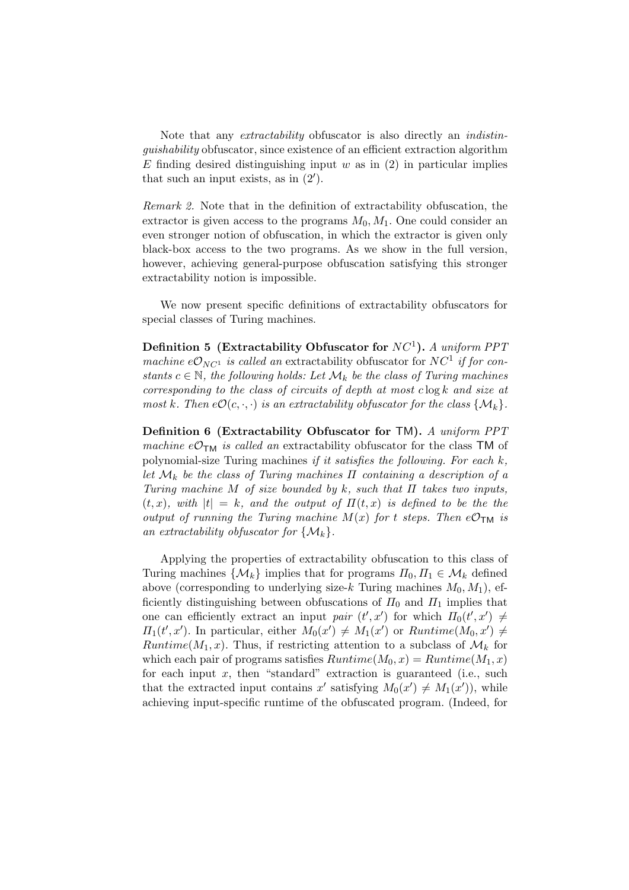Note that any *extractability* obfuscator is also directly an *indistinguishability* obfuscator, since existence of an efficient extraction algorithm $E$ finding desired distinguishing input $w$ as in (2) in particular implies that such an input exists, as in ($2'$).

*Remark 2.* Note that in the definition of extractability obfuscation, the extractor is given access to the programs $M_0, M_1$. One could consider an even stronger notion of obfuscation, in which the extractor is given only black-box access to the two programs. As we show in the full version, however, achieving general-purpose obfuscation satisfying this stronger extractability notion is impossible.

We now present specific definitions of extractability obfuscators for special classes of Turing machines.

**Definition 5 (Extractability Obfuscator for $NC^1$).** *A uniform PPT machine $e\mathcal{O}_{NC^1}$ is called an* extractability obfuscator for $NC^1$ *if for constants $c \in \mathbb{N}$, the following holds: Let $\mathcal{M}_k$ be the class of Turing machines corresponding to the class of circuits of depth at most $c \log k$ and size at most $k$. Then $e\mathcal{O}(c, \cdot, \cdot)$ is an extractability obfuscator for the class $\{\mathcal{M}_k\}$.*

**Definition 6 (Extractability Obfuscator for $\mathsf{TM}$).** *A uniform PPT machine $e\mathcal{O}_{\mathsf{TM}}$ is called an* extractability obfuscator for the class $\mathsf{TM}$ of polynomial-size Turing machines *if it satisfies the following. For each $k$, let $\mathcal{M}_k$ be the class of Turing machines $\Pi$ containing a description of a Turing machine $M$ of size bounded by $k$, such that $\Pi$ takes two inputs, $(t, x)$, with $|t| = k$, and the output of $\Pi(t, x)$ is defined to be the the output of running the Turing machine $M(x)$ for $t$ steps. Then $e\mathcal{O}_{\mathsf{TM}}$ is an extractability obfuscator for $\{\mathcal{M}_k\}$.*

Applying the properties of extractability obfuscation to this class of Turing machines $\{\mathcal{M}_k\}$ implies that for programs $\Pi_0, \Pi_1 \in \mathcal{M}_k$ defined above (corresponding to underlying size-$k$ Turing machines $M_0, M_1$), efficiently distinguishing between obfuscations of $\Pi_0$ and $\Pi_1$ implies that one can efficiently extract an input *pair* $(t', x')$ for which $\Pi_0(t', x') \neq \Pi_1(t', x')$. In particular, either $M_0(x') \neq M_1(x')$ or $Runtime(M_0, x') \neq Runtime(M_1, x)$. Thus, if restricting attention to a subclass of $\mathcal{M}_k$ for which each pair of programs satisfies $Runtime(M_0, x) = Runtime(M_1, x)$ for each input $x$, then "standard" extraction is guaranteed (i.e., such that the extracted input contains $x'$ satisfying $M_0(x') \neq M_1(x')$), while achieving input-specific runtime of the obfuscated program. (Indeed, for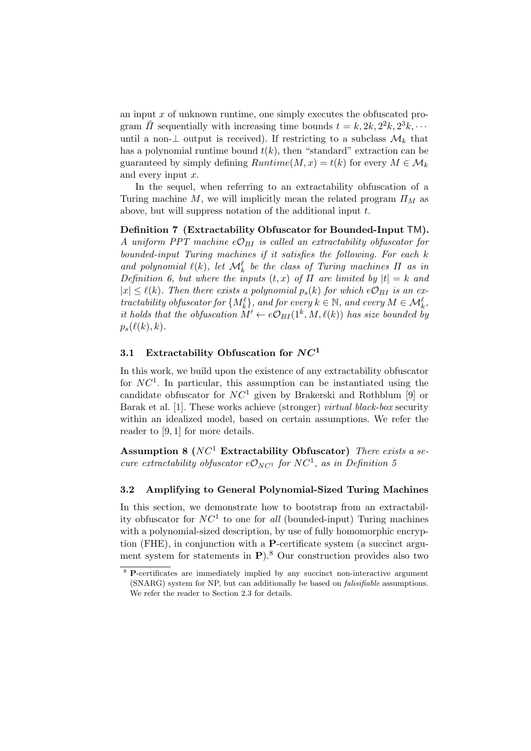an input $x$ of unknown runtime, one simply executes the obfuscated program $\tilde{\Pi}$ sequentially with increasing time bounds $t = k, 2k, 2^2k, 2^3k, \cdots$ until a non-$\perp$ output is received). If restricting to a subclass $\mathcal{M}_k$ that has a polynomial runtime bound $t(k)$, then "standard" extraction can be guaranteed by simply defining $Runtime(M, x) = t(k)$ for every $M \in \mathcal{M}_k$ and every input $x$.

In the sequel, when referring to an extractability obfuscation of a Turing machine $M$, we will implicitly mean the related program $\Pi_M$ as above, but will suppress notation of the additional input $t$.

**Definition 7 (Extractability Obfuscator for Bounded-Input TM).** *A uniform PPT machine $e\mathcal{O}_{BI}$ is called an extractability obfuscator for bounded-input Turing machines if it satisfies the following. For each $k$ and polynomial $\ell(k)$, let $\mathcal{M}_k^\ell$ be the class of Turing machines $\Pi$ as in Definition 6, but where the inputs $(t, x)$ of $\Pi$ are limited by $|t| = k$ and $|x| \leq \ell(k)$. Then there exists a polynomial $p_s(k)$ for which $e\mathcal{O}_{BI}$ is an extractability obfuscator for $\{M_k^\ell\}$, and for every $k \in \mathbb{N}$, and every $M \in \mathcal{M}_k^\ell$, it holds that the obfuscation $M' \leftarrow e\mathcal{O}_{BI}(1^k, M, \ell(k))$ has size bounded by $p_s(\ell(k), k)$.*

### 3.1 Extractability Obfuscation for $NC^1$

In this work, we build upon the existence of any extractability obfuscator for $NC^1$. In particular, this assumption can be instantiated using the candidate obfuscator for $NC^1$ given by Brakerski and Rothblum [9] or Barak et al. [1]. These works achieve (stronger) *virtual black-box* security within an idealized model, based on certain assumptions. We refer the reader to [9, 1] for more details.

**Assumption 8 ($NC^1$ Extractability Obfuscator)** *There exists a secure extractability obfuscator $e\mathcal{O}_{NC^1}$ for $NC^1$, as in Definition 5*

### 3.2 Amplifying to General Polynomial-Sized Turing Machines

In this section, we demonstrate how to bootstrap from an extractability obfuscator for $NC^1$ to one for *all* (bounded-input) Turing machines with a polynomial-sized description, by use of fully homomorphic encryption (FHE), in conjunction with a **P**-certificate system (a succinct argument system for statements in **P**).[8] Our construction provides also two

[8] **P**-certificates are immediately implied by any succinct non-interactive argument (SNARG) system for NP, but can additionally be based on *falisifiable* assumptions. We refer the reader to Section 2.3 for details.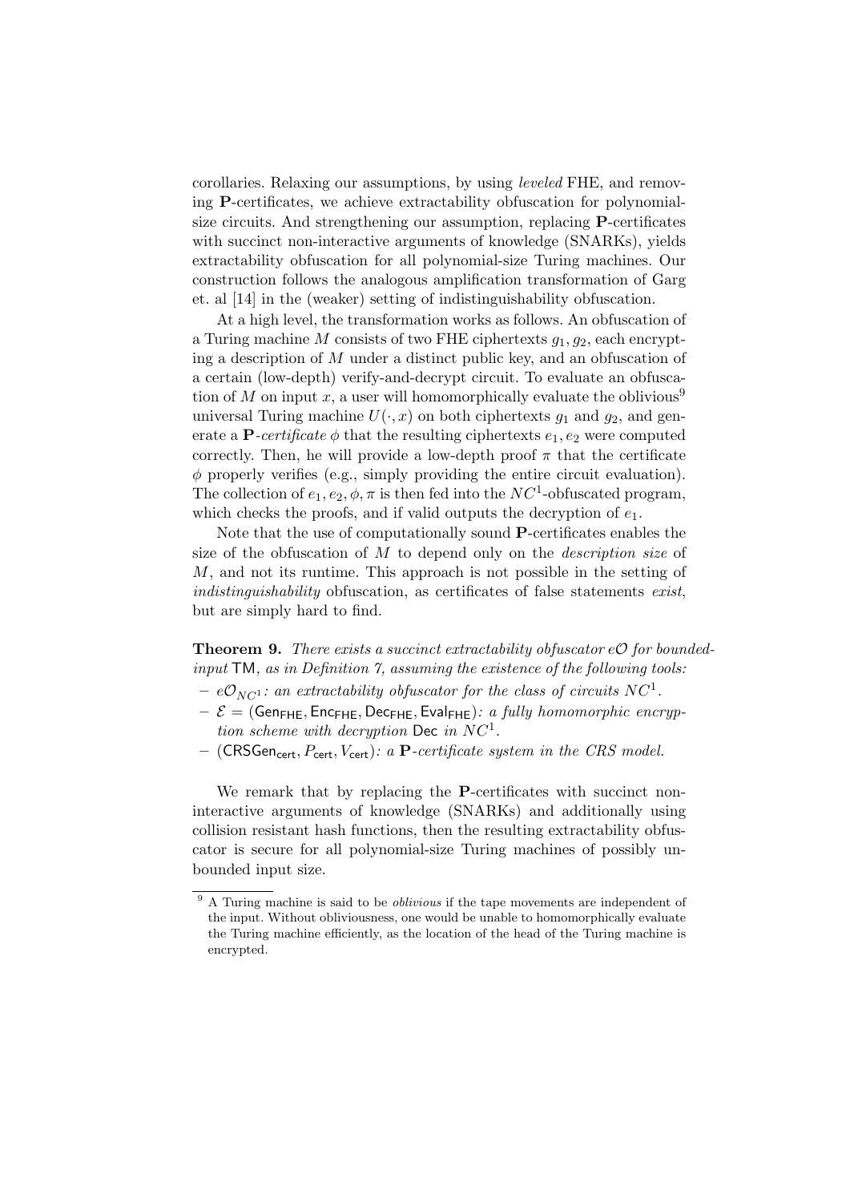corollaries. Relaxing our assumptions, by using *leveled* FHE, and removing **P**-certificates, we achieve extractability obfuscation for polynomial-size circuits. And strengthening our assumption, replacing **P**-certificates with succinct non-interactive arguments of knowledge (SNARKs), yields extractability obfuscation for all polynomial-size Turing machines. Our construction follows the analogous amplification transformation of Garg et. al [14] in the (weaker) setting of indistinguishability obfuscation.

At a high level, the transformation works as follows. An obfuscation of a Turing machine $M$ consists of two FHE ciphertexts $g_1, g_2$, each encrypting a description of $M$ under a distinct public key, and an obfuscation of a certain (low-depth) verify-and-decrypt circuit. To evaluate an obfuscation of $M$ on input $x$, a user will homomorphically evaluate the oblivious[9] universal Turing machine $U(\cdot, x)$ on both ciphertexts $g_1$ and $g_2$, and generate a **P**-*certificate* $\phi$ that the resulting ciphertexts $e_1, e_2$ were computed correctly. Then, he will provide a low-depth proof $\pi$ that the certificate $\phi$ properly verifies (e.g., simply providing the entire circuit evaluation). The collection of $e_1, e_2, \phi, \pi$ is then fed into the $NC^1$-obfuscated program, which checks the proofs, and if valid outputs the decryption of $e_1$.

Note that the use of computationally sound **P**-certificates enables the size of the obfuscation of $M$ to depend only on the *description size* of $M$, and not its runtime. This approach is not possible in the setting of *indistinguishability* obfuscation, as certificates of false statements *exist*, but are simply hard to find.

**Theorem 9.** *There exists a succinct extractability obfuscator $e\mathcal{O}$ for bounded-input* TM*, as in Definition 7, assuming the existence of the following tools:*

- $e\mathcal{O}_{NC^1}$*: an extractability obfuscator for the class of circuits $NC^1$.*
- $\mathcal{E} = (\mathsf{Gen}_{\mathsf{FHE}}, \mathsf{Enc}_{\mathsf{FHE}}, \mathsf{Dec}_{\mathsf{FHE}}, \mathsf{Eval}_{\mathsf{FHE}})$*: a fully homomorphic encryption scheme with decryption* Dec *in $NC^1$.*
- $(\mathsf{CRSGen}_{\mathsf{cert}}, P_{\mathsf{cert}}, V_{\mathsf{cert}})$*: a* **P***-certificate system in the CRS model.*

We remark that by replacing the **P**-certificates with succinct non-interactive arguments of knowledge (SNARKs) and additionally using collision resistant hash functions, then the resulting extractability obfuscator is secure for all polynomial-size Turing machines of possibly unbounded input size.

---

[9] A Turing machine is said to be *oblivious* if the tape movements are independent of the input. Without obliviousness, one would be unable to homomorphically evaluate the Turing machine efficiently, as the location of the head of the Turing machine is encrypted.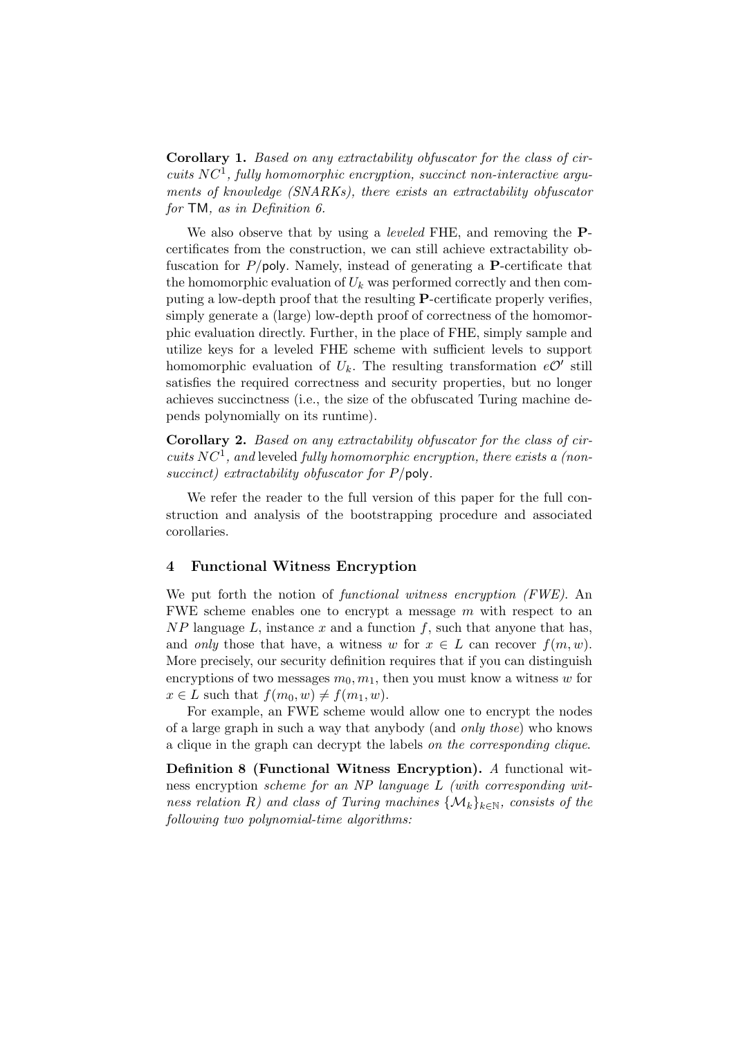**Corollary 1.** *Based on any extractability obfuscator for the class of circuits $NC^1$, fully homomorphic encryption, succinct non-interactive arguments of knowledge (SNARKs), there exists an extractability obfuscator for* TM*, as in Definition 6.*

We also observe that by using a *leveled* FHE, and removing the **P**-certificates from the construction, we can still achieve extractability obfuscation for $P/\mathsf{poly}$. Namely, instead of generating a **P**-certificate that the homomorphic evaluation of $U_k$ was performed correctly and then computing a low-depth proof that the resulting **P**-certificate properly verifies, simply generate a (large) low-depth proof of correctness of the homomorphic evaluation directly. Further, in the place of FHE, simply sample and utilize keys for a leveled FHE scheme with sufficient levels to support homomorphic evaluation of $U_k$. The resulting transformation $e\mathcal{O}'$ still satisfies the required correctness and security properties, but no longer achieves succinctness (i.e., the size of the obfuscated Turing machine depends polynomially on its runtime).

**Corollary 2.** *Based on any extractability obfuscator for the class of circuits $NC^1$, and* leveled *fully homomorphic encryption, there exists a (non-succinct) extractability obfuscator for $P/\mathsf{poly}$.*

We refer the reader to the full version of this paper for the full construction and analysis of the bootstrapping procedure and associated corollaries.

## 4 Functional Witness Encryption

We put forth the notion of *functional witness encryption (FWE)*. An FWE scheme enables one to encrypt a message $m$ with respect to an $NP$ language $L$, instance $x$ and a function $f$, such that anyone that has, and *only* those that have, a witness $w$ for $x \in L$ can recover $f(m, w)$. More precisely, our security definition requires that if you can distinguish encryptions of two messages $m_0, m_1$, then you must know a witness $w$ for $x \in L$ such that $f(m_0, w) \neq f(m_1, w)$.

For example, an FWE scheme would allow one to encrypt the nodes of a large graph in such a way that anybody (and *only those*) who knows a clique in the graph can decrypt the labels *on the corresponding clique*.

**Definition 8 (Functional Witness Encryption).** *A* functional witness encryption *scheme for an NP language $L$ (with corresponding witness relation $R$) and class of Turing machines $\{\mathcal{M}_k\}_{k \in \mathbb{N}}$, consists of the following two polynomial-time algorithms:*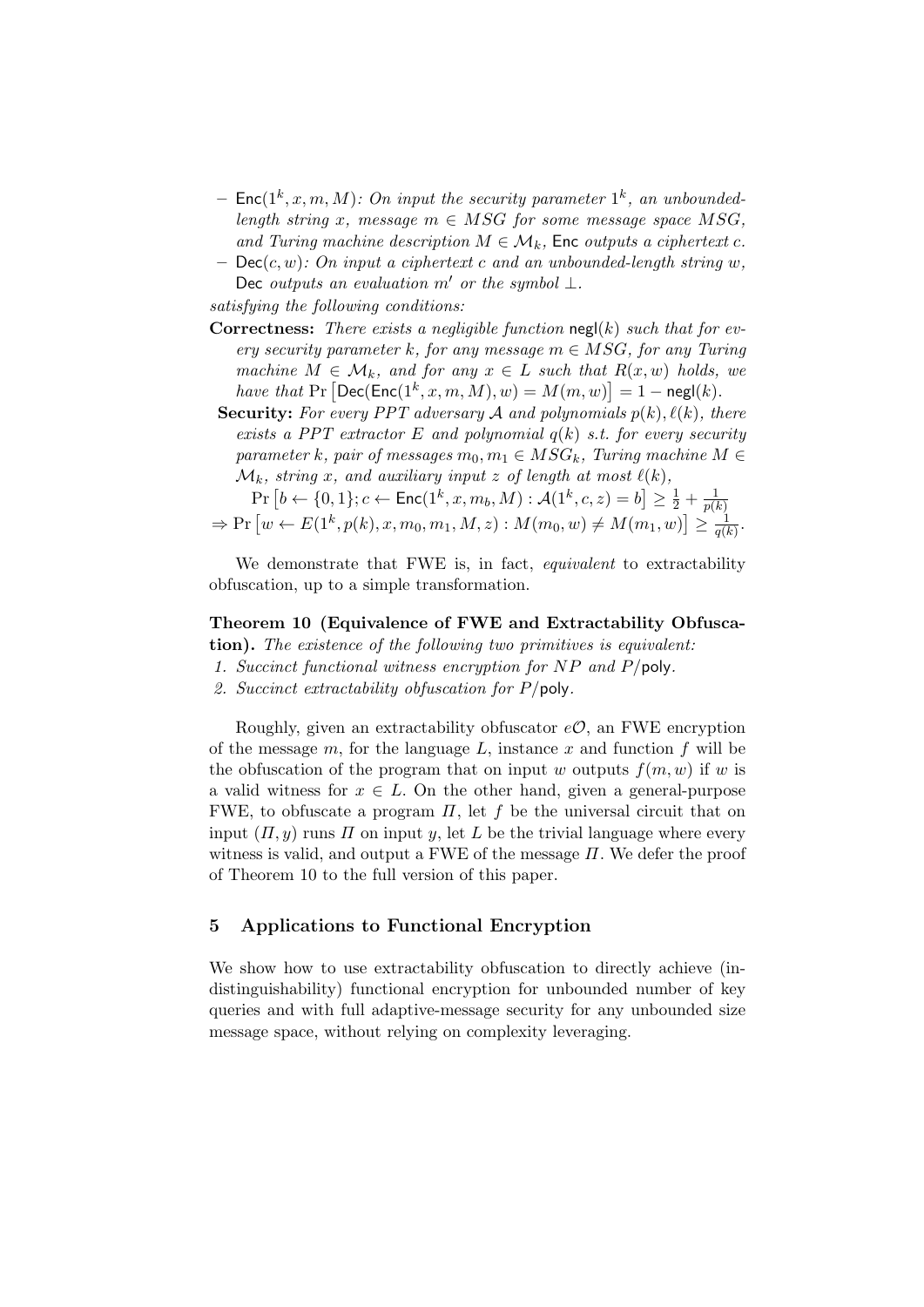– $\mathsf{Enc}(1^k, x, m, M)$*: On input the security parameter* $1^k$*, an unbounded-length string* $x$*, message* $m \in MSG$ *for some message space* $MSG$*, and Turing machine description* $M \in \mathcal{M}_k$*,* $\mathsf{Enc}$ *outputs a ciphertext* $c$*.*

– $\mathsf{Dec}(c, w)$*: On input a ciphertext* $c$ *and an unbounded-length string* $w$*,* $\mathsf{Dec}$ *outputs an evaluation* $m'$ *or the symbol* $\perp$*.*

*satisfying the following conditions:*

**Correctness:** *There exists a negligible function* $\mathsf{negl}(k)$ *such that for every security parameter* $k$*, for any message* $m \in MSG$*, for any Turing machine* $M \in \mathcal{M}_k$*, and for any* $x \in L$ *such that* $R(x, w)$ *holds, we have that* $\Pr\left[\mathsf{Dec}(\mathsf{Enc}(1^k, x, m, M), w) = M(m, w)\right] = 1 - \mathsf{negl}(k)$*.*

**Security:** *For every PPT adversary* $\mathcal{A}$ *and polynomials* $p(k), \ell(k)$*, there exists a PPT extractor* $E$ *and polynomial* $q(k)$ *s.t. for every security parameter* $k$*, pair of messages* $m_0, m_1 \in MSG_k$*, Turing machine* $M \in \mathcal{M}_k$*, string* $x$*, and auxiliary input* $z$ *of length at most* $\ell(k)$*,*

$$\Pr\left[b \leftarrow \{0,1\}; c \leftarrow \mathsf{Enc}(1^k, x, m_b, M) : \mathcal{A}(1^k, c, z) = b\right] \geq \frac{1}{2} + \frac{1}{p(k)}$$
$$\Rightarrow \Pr\left[w \leftarrow E(1^k, p(k), x, m_0, m_1, M, z) : M(m_0, w) \neq M(m_1, w)\right] \geq \frac{1}{q(k)}.$$

We demonstrate that FWE is, in fact, *equivalent* to extractability obfuscation, up to a simple transformation.

**Theorem 10 (Equivalence of FWE and Extractability Obfuscation).** *The existence of the following two primitives is equivalent:*

1. *Succinct functional witness encryption for* $NP$ *and* $P/\mathsf{poly}$*.*
2. *Succinct extractability obfuscation for* $P/\mathsf{poly}$*.*

Roughly, given an extractability obfuscator $e\mathcal{O}$, an FWE encryption of the message $m$, for the language $L$, instance $x$ and function $f$ will be the obfuscation of the program that on input $w$ outputs $f(m, w)$ if $w$ is a valid witness for $x \in L$. On the other hand, given a general-purpose FWE, to obfuscate a program $\Pi$, let $f$ be the universal circuit that on input $(\Pi, y)$ runs $\Pi$ on input $y$, let $L$ be the trivial language where every witness is valid, and output a FWE of the message $\Pi$. We defer the proof of Theorem 10 to the full version of this paper.

## 5 Applications to Functional Encryption

We show how to use extractability obfuscation to directly achieve (indistinguishability) functional encryption for unbounded number of key queries and with full adaptive-message security for any unbounded size message space, without relying on complexity leveraging.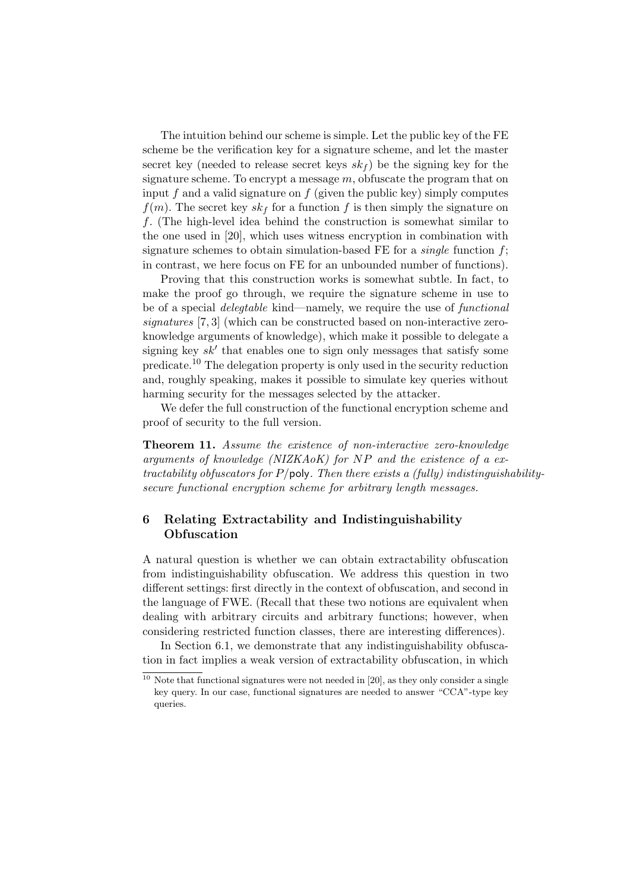The intuition behind our scheme is simple. Let the public key of the FE scheme be the verification key for a signature scheme, and let the master secret key (needed to release secret keys $sk_f$) be the signing key for the signature scheme. To encrypt a message $m$, obfuscate the program that on input $f$ and a valid signature on $f$ (given the public key) simply computes $f(m)$. The secret key $sk_f$ for a function $f$ is then simply the signature on $f$. (The high-level idea behind the construction is somewhat similar to the one used in [20], which uses witness encryption in combination with signature schemes to obtain simulation-based FE for a *single* function $f$; in contrast, we here focus on FE for an unbounded number of functions).

Proving that this construction works is somewhat subtle. In fact, to make the proof go through, we require the signature scheme in use to be of a special *delegtable* kind—namely, we require the use of *functional signatures* [7, 3] (which can be constructed based on non-interactive zero-knowledge arguments of knowledge), which make it possible to delegate a signing key $sk'$ that enables one to sign only messages that satisfy some predicate.[10] The delegation property is only used in the security reduction and, roughly speaking, makes it possible to simulate key queries without harming security for the messages selected by the attacker.

We defer the full construction of the functional encryption scheme and proof of security to the full version.

**Theorem 11.** *Assume the existence of non-interactive zero-knowledge arguments of knowledge (NIZKAoK) for $NP$ and the existence of a extractability obfuscators for $P/\mathsf{poly}$. Then there exists a (fully) indistinguishability-secure functional encryption scheme for arbitrary length messages.*

## 6 Relating Extractability and Indistinguishability Obfuscation

A natural question is whether we can obtain extractability obfuscation from indistinguishability obfuscation. We address this question in two different settings: first directly in the context of obfuscation, and second in the language of FWE. (Recall that these two notions are equivalent when dealing with arbitrary circuits and arbitrary functions; however, when considering restricted function classes, there are interesting differences).

In Section 6.1, we demonstrate that any indistinguishability obfuscation in fact implies a weak version of extractability obfuscation, in which

[10] Note that functional signatures were not needed in [20], as they only consider a single key query. In our case, functional signatures are needed to answer "CCA"-type key queries.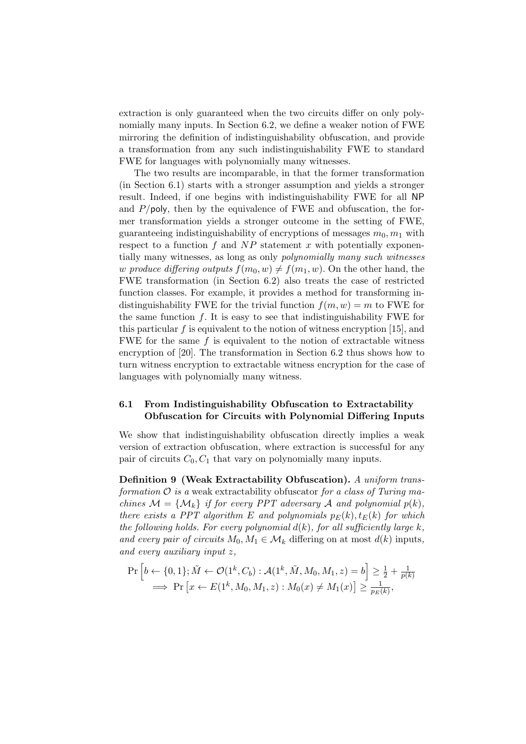extraction is only guaranteed when the two circuits differ on only polynomially many inputs. In Section 6.2, we define a weaker notion of FWE mirroring the definition of indistinguishability obfuscation, and provide a transformation from any such indistinguishability FWE to standard FWE for languages with polynomially many witnesses.

The two results are incomparable, in that the former transformation (in Section 6.1) starts with a stronger assumption and yields a stronger result. Indeed, if one begins with indistinguishability FWE for all NP and $P$/poly, then by the equivalence of FWE and obfuscation, the former transformation yields a stronger outcome in the setting of FWE, guaranteeing indistinguishability of encryptions of messages $m_0, m_1$ with respect to a function $f$ and $NP$ statement $x$ with potentially exponentially many witnesses, as long as only *polynomially many such witnesses $w$ produce differing outputs $f(m_0, w) \neq f(m_1, w)$*. On the other hand, the FWE transformation (in Section 6.2) also treats the case of restricted function classes. For example, it provides a method for transforming indistinguishability FWE for the trivial function $f(m, w) = m$ to FWE for the same function $f$. It is easy to see that indistinguishability FWE for this particular $f$ is equivalent to the notion of witness encryption [15], and FWE for the same $f$ is equivalent to the notion of extractable witness encryption of [20]. The transformation in Section 6.2 thus shows how to turn witness encryption to extractable witness encryption for the case of languages with polynomially many witness.

### 6.1 From Indistinguishability Obfuscation to Extractability Obfuscation for Circuits with Polynomial Differing Inputs

We show that indistinguishability obfuscation directly implies a weak version of extraction obfuscation, where extraction is successful for any pair of circuits $C_0, C_1$ that vary on polynomially many inputs.

**Definition 9 (Weak Extractability Obfuscation).** *A uniform transformation $\mathcal{O}$ is a* weak extractability obfuscator *for a class of Turing machines $\mathcal{M} = \{\mathcal{M}_k\}$ if for every PPT adversary $\mathcal{A}$ and polynomial $p(k)$, there exists a PPT algorithm $E$ and polynomials $p_E(k), t_E(k)$ for which the following holds. For every polynomial $d(k)$, for all sufficiently large $k$, and every pair of circuits $M_0, M_1 \in \mathcal{M}_k$* differing on at most $d(k)$ inputs, *and every auxiliary input $z$,*

$$\Pr\left[b \leftarrow \{0,1\}; \tilde{M} \leftarrow \mathcal{O}(1^k, C_b) : \mathcal{A}(1^k, \tilde{M}, M_0, M_1, z) = b\right] \geq \tfrac{1}{2} + \tfrac{1}{p(k)}$$
$$\implies \Pr\left[x \leftarrow E(1^k, M_0, M_1, z) : M_0(x) \neq M_1(x)\right] \geq \tfrac{1}{p_E(k)},$$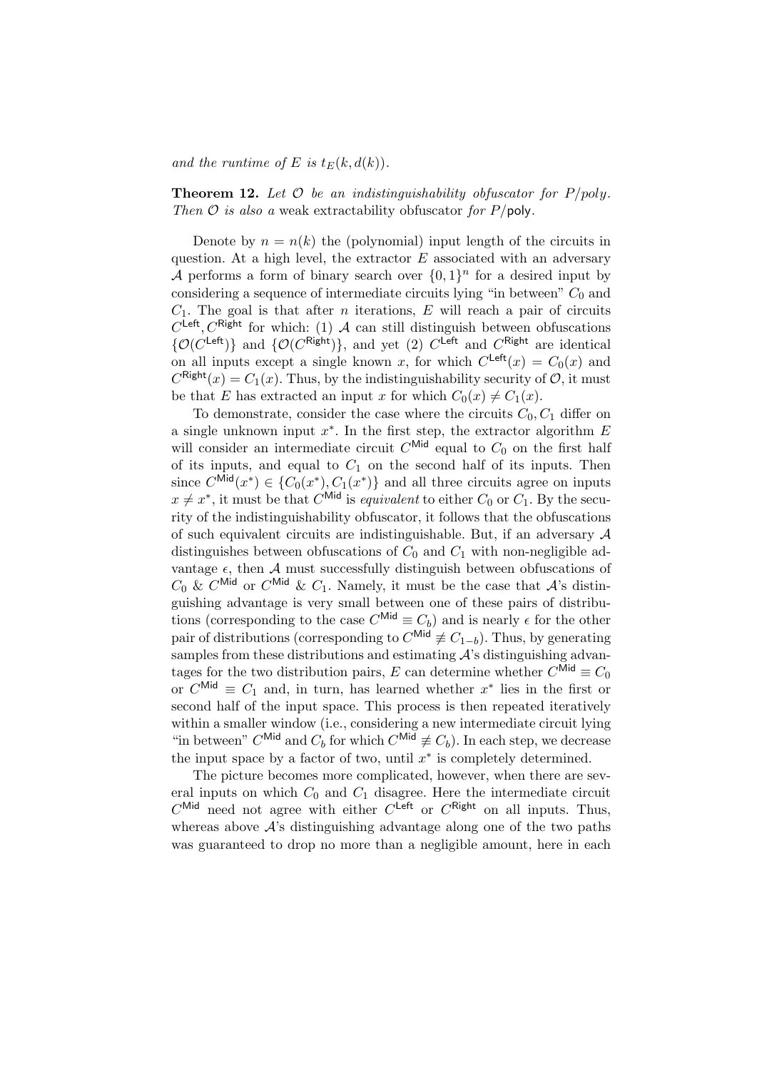*and the runtime of $E$ is $t_E(k, d(k))$.*

**Theorem 12.** *Let $\mathcal{O}$ be an indistinguishability obfuscator for P/poly. Then $\mathcal{O}$ is also a* weak extractability obfuscator *for P/*poly.

Denote by $n = n(k)$ the (polynomial) input length of the circuits in question. At a high level, the extractor $E$ associated with an adversary $\mathcal{A}$ performs a form of binary search over $\{0,1\}^n$ for a desired input by considering a sequence of intermediate circuits lying "in between" $C_0$ and $C_1$. The goal is that after $n$ iterations, $E$ will reach a pair of circuits $C^{\mathsf{Left}}, C^{\mathsf{Right}}$ for which: (1) $\mathcal{A}$ can still distinguish between obfuscations $\{\mathcal{O}(C^{\mathsf{Left}})\}$ and $\{\mathcal{O}(C^{\mathsf{Right}})\}$, and yet (2) $C^{\mathsf{Left}}$ and $C^{\mathsf{Right}}$ are identical on all inputs except a single known $x$, for which $C^{\mathsf{Left}}(x) = C_0(x)$ and $C^{\mathsf{Right}}(x) = C_1(x)$. Thus, by the indistinguishability security of $\mathcal{O}$, it must be that $E$ has extracted an input $x$ for which $C_0(x) \neq C_1(x)$.

To demonstrate, consider the case where the circuits $C_0, C_1$ differ on a single unknown input $x^*$. In the first step, the extractor algorithm $E$ will consider an intermediate circuit $C^{\mathsf{Mid}}$ equal to $C_0$ on the first half of its inputs, and equal to $C_1$ on the second half of its inputs. Then since $C^{\mathsf{Mid}}(x^*) \in \{C_0(x^*), C_1(x^*)\}$ and all three circuits agree on inputs $x \neq x^*$, it must be that $C^{\mathsf{Mid}}$ is *equivalent* to either $C_0$ or $C_1$. By the security of the indistinguishability obfuscator, it follows that the obfuscations of such equivalent circuits are indistinguishable. But, if an adversary $\mathcal{A}$ distinguishes between obfuscations of $C_0$ and $C_1$ with non-negligible advantage $\epsilon$, then $\mathcal{A}$ must successfully distinguish between obfuscations of $C_0$ & $C^{\mathsf{Mid}}$ or $C^{\mathsf{Mid}}$ & $C_1$. Namely, it must be the case that $\mathcal{A}$'s distinguishing advantage is very small between one of these pairs of distributions (corresponding to the case $C^{\mathsf{Mid}} \equiv C_b$) and is nearly $\epsilon$ for the other pair of distributions (corresponding to $C^{\mathsf{Mid}} \not\equiv C_{1-b}$). Thus, by generating samples from these distributions and estimating $\mathcal{A}$'s distinguishing advantages for the two distribution pairs, $E$ can determine whether $C^{\mathsf{Mid}} \equiv C_0$ or $C^{\mathsf{Mid}} \equiv C_1$ and, in turn, has learned whether $x^*$ lies in the first or second half of the input space. This process is then repeated iteratively within a smaller window (i.e., considering a new intermediate circuit lying "in between" $C^{\mathsf{Mid}}$ and $C_b$ for which $C^{\mathsf{Mid}} \not\equiv C_b$). In each step, we decrease the input space by a factor of two, until $x^*$ is completely determined.

The picture becomes more complicated, however, when there are several inputs on which $C_0$ and $C_1$ disagree. Here the intermediate circuit $C^{\mathsf{Mid}}$ need not agree with either $C^{\mathsf{Left}}$ or $C^{\mathsf{Right}}$ on all inputs. Thus, whereas above $\mathcal{A}$'s distinguishing advantage along one of the two paths was guaranteed to drop no more than a negligible amount, here in each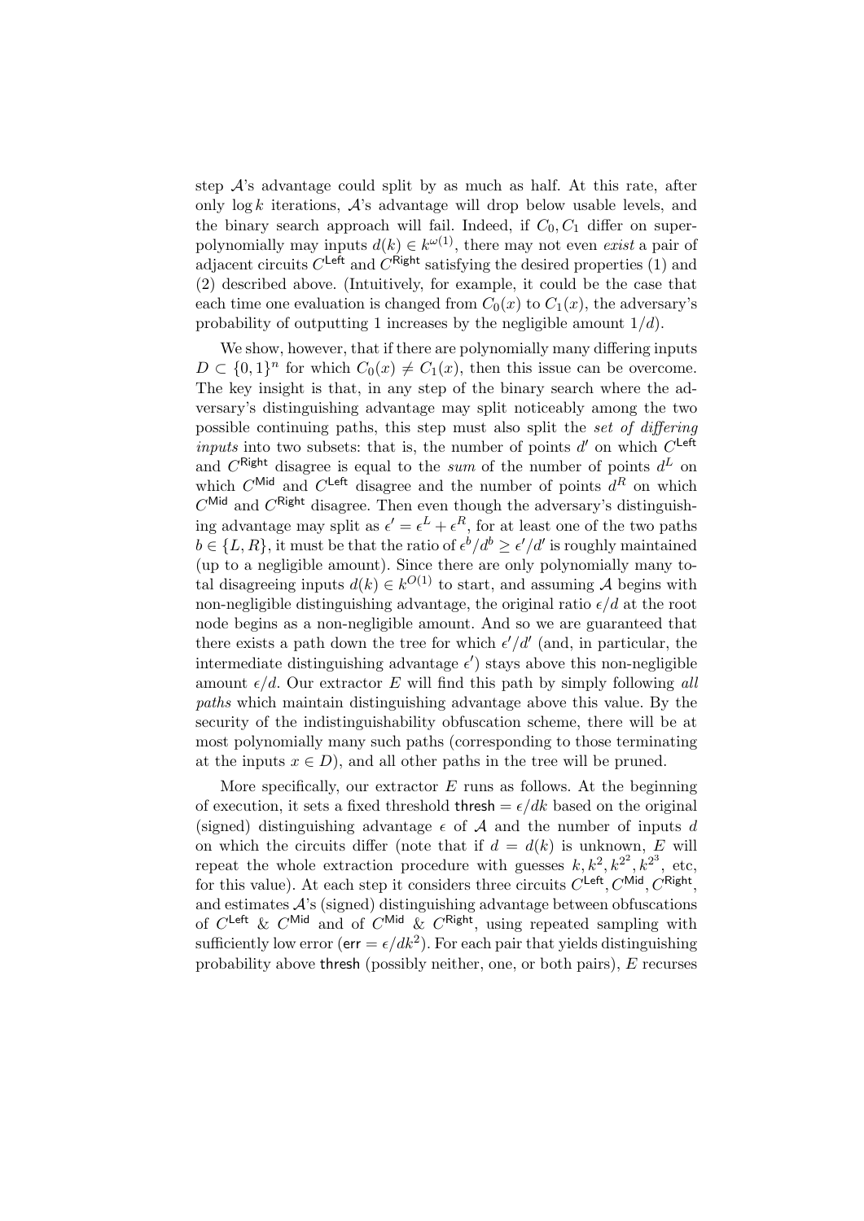step $\mathcal{A}$'s advantage could split by as much as half. At this rate, after only $\log k$ iterations, $\mathcal{A}$'s advantage will drop below usable levels, and the binary search approach will fail. Indeed, if $C_0, C_1$ differ on super-polynomially may inputs $d(k) \in k^{\omega(1)}$, there may not even *exist* a pair of adjacent circuits $C^{\mathsf{Left}}$ and $C^{\mathsf{Right}}$ satisfying the desired properties (1) and (2) described above. (Intuitively, for example, it could be the case that each time one evaluation is changed from $C_0(x)$ to $C_1(x)$, the adversary's probability of outputting 1 increases by the negligible amount $1/d$).

We show, however, that if there are polynomially many differing inputs $D \subset \{0,1\}^n$ for which $C_0(x) \neq C_1(x)$, then this issue can be overcome. The key insight is that, in any step of the binary search where the adversary's distinguishing advantage may split noticeably among the two possible continuing paths, this step must also split the *set of differing inputs* into two subsets: that is, the number of points $d'$ on which $C^{\mathsf{Left}}$ and $C^{\mathsf{Right}}$ disagree is equal to the *sum* of the number of points $d^L$ on which $C^{\mathsf{Mid}}$ and $C^{\mathsf{Left}}$ disagree and the number of points $d^R$ on which $C^{\mathsf{Mid}}$ and $C^{\mathsf{Right}}$ disagree. Then even though the adversary's distinguishing advantage may split as $\epsilon' = \epsilon^L + \epsilon^R$, for at least one of the two paths $b \in \{L, R\}$, it must be that the ratio of $\epsilon^b/d^b \geq \epsilon'/d'$ is roughly maintained (up to a negligible amount). Since there are only polynomially many total disagreeing inputs $d(k) \in k^{O(1)}$ to start, and assuming $\mathcal{A}$ begins with non-negligible distinguishing advantage, the original ratio $\epsilon/d$ at the root node begins as a non-negligible amount. And so we are guaranteed that there exists a path down the tree for which $\epsilon'/d'$ (and, in particular, the intermediate distinguishing advantage $\epsilon'$) stays above this non-negligible amount $\epsilon/d$. Our extractor $E$ will find this path by simply following *all paths* which maintain distinguishing advantage above this value. By the security of the indistinguishability obfuscation scheme, there will be at most polynomially many such paths (corresponding to those terminating at the inputs $x \in D$), and all other paths in the tree will be pruned.

More specifically, our extractor $E$ runs as follows. At the beginning of execution, it sets a fixed threshold $\mathsf{thresh} = \epsilon/dk$ based on the original (signed) distinguishing advantage $\epsilon$ of $\mathcal{A}$ and the number of inputs $d$ on which the circuits differ (note that if $d = d(k)$ is unknown, $E$ will repeat the whole extraction procedure with guesses $k, k^2, k^{2^2}, k^{2^3}$, etc, for this value). At each step it considers three circuits $C^{\mathsf{Left}}, C^{\mathsf{Mid}}, C^{\mathsf{Right}}$, and estimates $\mathcal{A}$'s (signed) distinguishing advantage between obfuscations of $C^{\mathsf{Left}}$ & $C^{\mathsf{Mid}}$ and of $C^{\mathsf{Mid}}$ & $C^{\mathsf{Right}}$, using repeated sampling with sufficiently low error ($\mathsf{err} = \epsilon/dk^2$). For each pair that yields distinguishing probability above $\mathsf{thresh}$ (possibly neither, one, or both pairs), $E$ recurses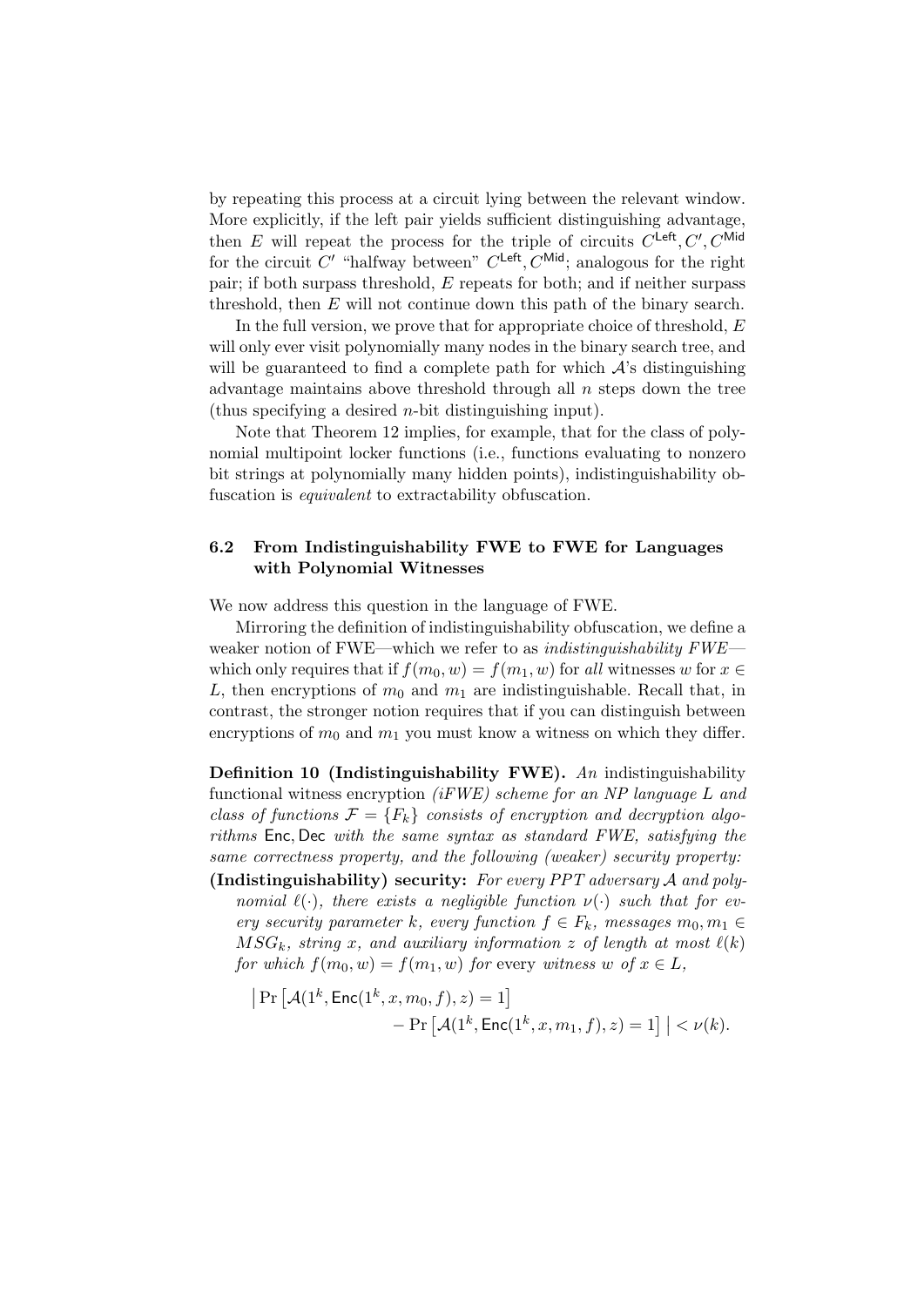by repeating this process at a circuit lying between the relevant window. More explicitly, if the left pair yields sufficient distinguishing advantage, then $E$ will repeat the process for the triple of circuits $C^{\mathsf{Left}}, C', C^{\mathsf{Mid}}$ for the circuit $C'$ "halfway between" $C^{\mathsf{Left}}, C^{\mathsf{Mid}}$; analogous for the right pair; if both surpass threshold, $E$ repeats for both; and if neither surpass threshold, then $E$ will not continue down this path of the binary search.

In the full version, we prove that for appropriate choice of threshold, $E$ will only ever visit polynomially many nodes in the binary search tree, and will be guaranteed to find a complete path for which $\mathcal{A}$'s distinguishing advantage maintains above threshold through all $n$ steps down the tree (thus specifying a desired $n$-bit distinguishing input).

Note that Theorem 12 implies, for example, that for the class of polynomial multipoint locker functions (i.e., functions evaluating to nonzero bit strings at polynomially many hidden points), indistinguishability obfuscation is *equivalent* to extractability obfuscation.

### 6.2 From Indistinguishability FWE to FWE for Languages with Polynomial Witnesses

We now address this question in the language of FWE.

Mirroring the definition of indistinguishability obfuscation, we define a weaker notion of FWE—which we refer to as *indistinguishability FWE*—which only requires that if $f(m_0, w) = f(m_1, w)$ for *all* witnesses $w$ for $x \in L$, then encryptions of $m_0$ and $m_1$ are indistinguishable. Recall that, in contrast, the stronger notion requires that if you can distinguish between encryptions of $m_0$ and $m_1$ you must know a witness on which they differ.

**Definition 10 (Indistinguishability FWE).** *An* indistinguishability functional witness encryption *(iFWE) scheme for an NP language $L$ and class of functions $\mathcal{F} = \{F_k\}$ consists of encryption and decryption algorithms* $\mathsf{Enc}, \mathsf{Dec}$ *with the same syntax as standard FWE, satisfying the same correctness property, and the following (weaker) security property:*

**(Indistinguishability) security:** *For every PPT adversary $\mathcal{A}$ and polynomial $\ell(\cdot)$, there exists a negligible function $\nu(\cdot)$ such that for every security parameter $k$, every function $f \in F_k$, messages $m_0, m_1 \in MSG_k$, string $x$, and auxiliary information $z$ of length at most $\ell(k)$ for which $f(m_0, w) = f(m_1, w)$ for* every *witness $w$ of $x \in L$,*

$$\Big| \Pr\left[\mathcal{A}(1^k, \mathsf{Enc}(1^k, x, m_0, f), z) = 1\right] - \Pr\left[\mathcal{A}(1^k, \mathsf{Enc}(1^k, x, m_1, f), z) = 1\right] \Big| < \nu(k).$$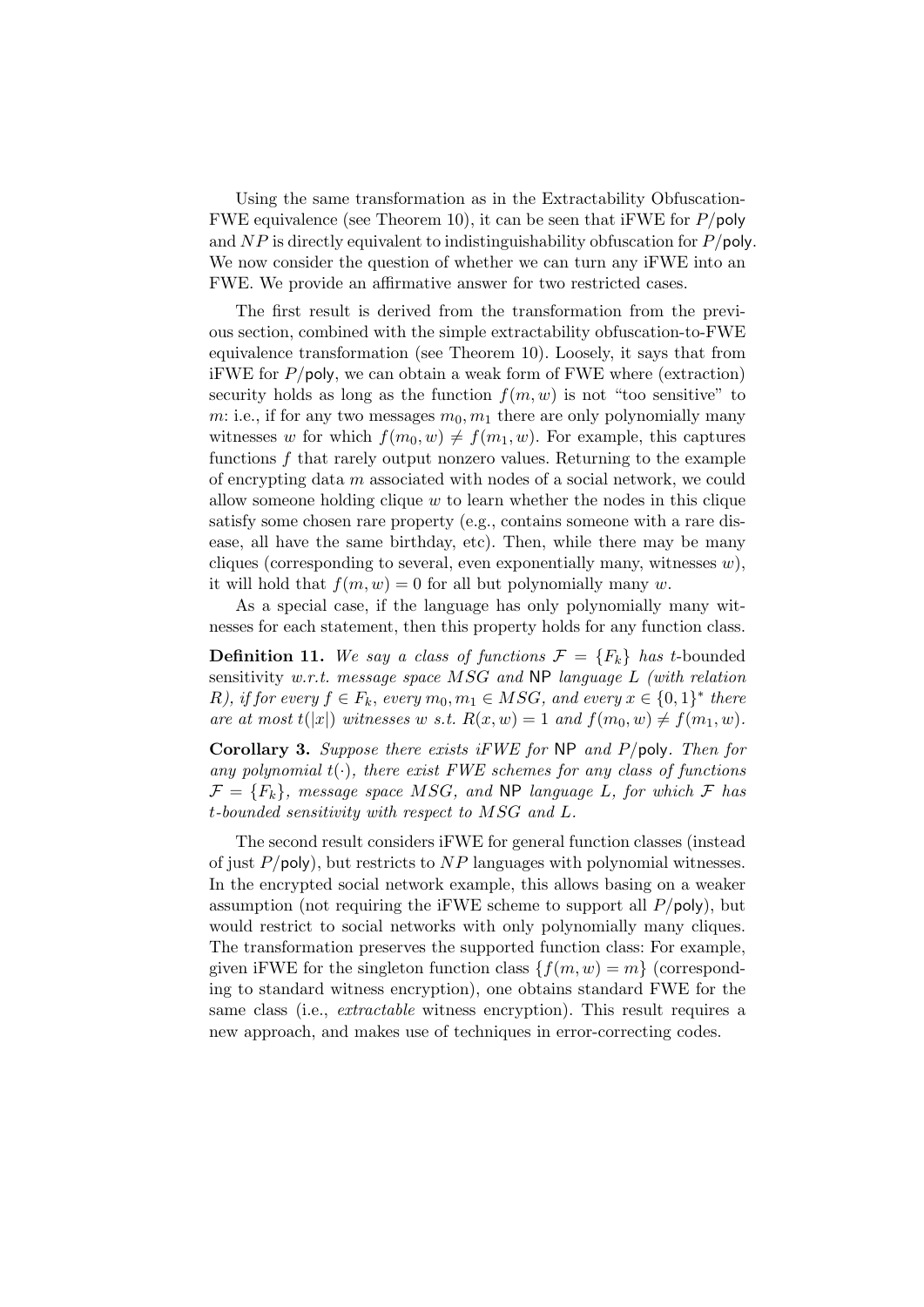Using the same transformation as in the Extractability Obfuscation-FWE equivalence (see Theorem 10), it can be seen that iFWE for $P/\mathsf{poly}$ and $NP$ is directly equivalent to indistinguishability obfuscation for $P/\mathsf{poly}$. We now consider the question of whether we can turn any iFWE into an FWE. We provide an affirmative answer for two restricted cases.

The first result is derived from the transformation from the previous section, combined with the simple extractability obfuscation-to-FWE equivalence transformation (see Theorem 10). Loosely, it says that from iFWE for $P/\mathsf{poly}$, we can obtain a weak form of FWE where (extraction) security holds as long as the function $f(m, w)$ is not "too sensitive" to $m$: i.e., if for any two messages $m_0, m_1$ there are only polynomially many witnesses $w$ for which $f(m_0, w) \neq f(m_1, w)$. For example, this captures functions $f$ that rarely output nonzero values. Returning to the example of encrypting data $m$ associated with nodes of a social network, we could allow someone holding clique $w$ to learn whether the nodes in this clique satisfy some chosen rare property (e.g., contains someone with a rare disease, all have the same birthday, etc). Then, while there may be many cliques (corresponding to several, even exponentially many, witnesses $w$), it will hold that $f(m, w) = 0$ for all but polynomially many $w$.

As a special case, if the language has only polynomially many witnesses for each statement, then this property holds for any function class.

**Definition 11.** *We say a class of functions $\mathcal{F} = \{F_k\}$ has $t$-bounded sensitivity w.r.t. message space $MSG$ and $\mathsf{NP}$ language $L$ (with relation $R$), if for every $f \in F_k$, every $m_0, m_1 \in MSG$, and every $x \in \{0,1\}^*$ there are at most $t(|x|)$ witnesses $w$ s.t. $R(x, w) = 1$ and $f(m_0, w) \neq f(m_1, w)$.*

**Corollary 3.** *Suppose there exists iFWE for $\mathsf{NP}$ and $P/\mathsf{poly}$. Then for any polynomial $t(\cdot)$, there exist FWE schemes for any class of functions $\mathcal{F} = \{F_k\}$, message space $MSG$, and $\mathsf{NP}$ language $L$, for which $\mathcal{F}$ has $t$-bounded sensitivity with respect to $MSG$ and $L$.*

The second result considers iFWE for general function classes (instead of just $P/\mathsf{poly}$), but restricts to $NP$ languages with polynomial witnesses. In the encrypted social network example, this allows basing on a weaker assumption (not requiring the iFWE scheme to support all $P/\mathsf{poly}$), but would restrict to social networks with only polynomially many cliques. The transformation preserves the supported function class: For example, given iFWE for the singleton function class $\{f(m, w) = m\}$ (corresponding to standard witness encryption), one obtains standard FWE for the same class (i.e., *extractable* witness encryption). This result requires a new approach, and makes use of techniques in error-correcting codes.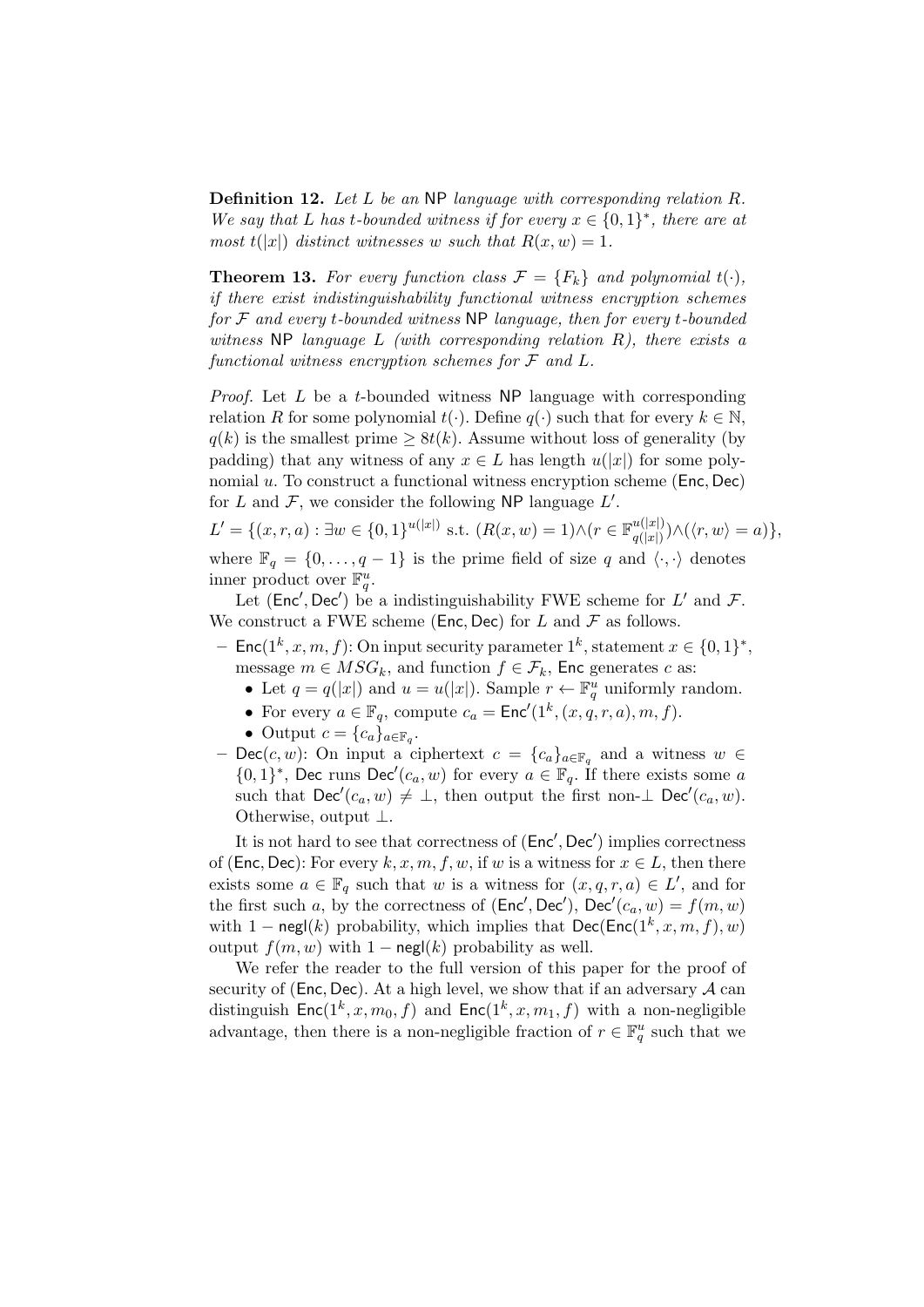**Definition 12.** *Let $L$ be an* NP *language with corresponding relation $R$. We say that $L$ has $t$-bounded witness if for every $x \in \{0,1\}^*$, there are at most $t(|x|)$ distinct witnesses $w$ such that $R(x,w) = 1$.*

**Theorem 13.** *For every function class $\mathcal{F} = \{F_k\}$ and polynomial $t(\cdot)$, if there exist indistinguishability functional witness encryption schemes for $\mathcal{F}$ and every $t$-bounded witness* NP *language, then for every $t$-bounded witness* NP *language $L$ (with corresponding relation $R$), there exists a functional witness encryption schemes for $\mathcal{F}$ and $L$.*

*Proof.* Let $L$ be a $t$-bounded witness NP language with corresponding relation $R$ for some polynomial $t(\cdot)$. Define $q(\cdot)$ such that for every $k \in \mathbb{N}$, $q(k)$ is the smallest prime $\geq 8t(k)$. Assume without loss of generality (by padding) that any witness of any $x \in L$ has length $u(|x|)$ for some polynomial $u$. To construct a functional witness encryption scheme $(\mathsf{Enc}, \mathsf{Dec})$ for $L$ and $\mathcal{F}$, we consider the following NP language $L'$.

$$L' = \{(x, r, a) : \exists w \in \{0,1\}^{u(|x|)} \text{ s.t. } (R(x,w) = 1) \wedge (r \in \mathbb{F}_{q(|x|)}^{u(|x|)}) \wedge (\langle r, w \rangle = a)\},$$

where $\mathbb{F}_q = \{0, \ldots, q-1\}$ is the prime field of size $q$ and $\langle \cdot, \cdot \rangle$ denotes inner product over $\mathbb{F}_q^u$.

Let $(\mathsf{Enc}', \mathsf{Dec}')$ be a indistinguishability FWE scheme for $L'$ and $\mathcal{F}$. We construct a FWE scheme $(\mathsf{Enc}, \mathsf{Dec})$ for $L$ and $\mathcal{F}$ as follows.

- $\mathsf{Enc}(1^k, x, m, f)$: On input security parameter $1^k$, statement $x \in \{0,1\}^*$, message $m \in MSG_k$, and function $f \in \mathcal{F}_k$, $\mathsf{Enc}$ generates $c$ as:
  - Let $q = q(|x|)$ and $u = u(|x|)$. Sample $r \leftarrow \mathbb{F}_q^u$ uniformly random.
  - For every $a \in \mathbb{F}_q$, compute $c_a = \mathsf{Enc}'(1^k, (x, q, r, a), m, f)$.
  - Output $c = \{c_a\}_{a \in \mathbb{F}_q}$.
- $\mathsf{Dec}(c, w)$: On input a ciphertext $c = \{c_a\}_{a \in \mathbb{F}_q}$ and a witness $w \in \{0,1\}^*$, $\mathsf{Dec}$ runs $\mathsf{Dec}'(c_a, w)$ for every $a \in \mathbb{F}_q$. If there exists some $a$ such that $\mathsf{Dec}'(c_a, w) \neq \perp$, then output the first non-$\perp$ $\mathsf{Dec}'(c_a, w)$. Otherwise, output $\perp$.

It is not hard to see that correctness of $(\mathsf{Enc}', \mathsf{Dec}')$ implies correctness of $(\mathsf{Enc}, \mathsf{Dec})$: For every $k, x, m, f, w$, if $w$ is a witness for $x \in L$, then there exists some $a \in \mathbb{F}_q$ such that $w$ is a witness for $(x, q, r, a) \in L'$, and for the first such $a$, by the correctness of $(\mathsf{Enc}', \mathsf{Dec}')$, $\mathsf{Dec}'(c_a, w) = f(m, w)$ with $1 - \mathsf{negl}(k)$ probability, which implies that $\mathsf{Dec}(\mathsf{Enc}(1^k, x, m, f), w)$ output $f(m, w)$ with $1 - \mathsf{negl}(k)$ probability as well.

We refer the reader to the full version of this paper for the proof of security of $(\mathsf{Enc}, \mathsf{Dec})$. At a high level, we show that if an adversary $\mathcal{A}$ can distinguish $\mathsf{Enc}(1^k, x, m_0, f)$ and $\mathsf{Enc}(1^k, x, m_1, f)$ with a non-negligible advantage, then there is a non-negligible fraction of $r \in \mathbb{F}_q^u$ such that we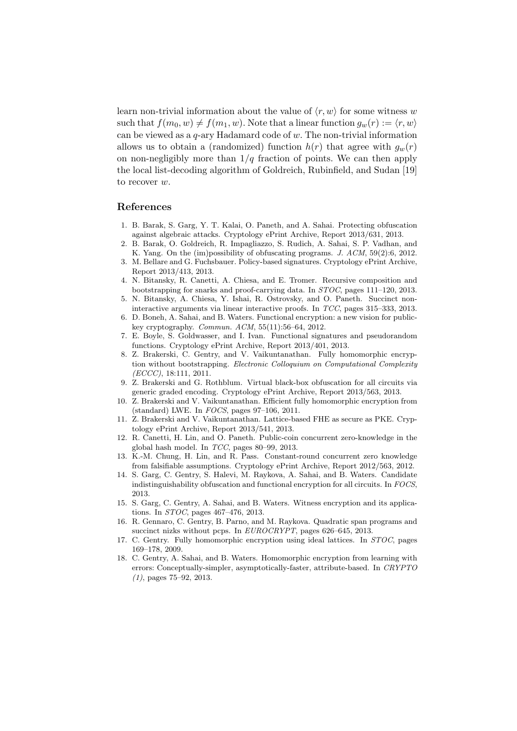learn non-trivial information about the value of $\langle r, w \rangle$ for some witness $w$ such that $f(m_0, w) \neq f(m_1, w)$. Note that a linear function $g_w(r) := \langle r, w \rangle$ can be viewed as a $q$-ary Hadamard code of $w$. The non-trivial information allows us to obtain a (randomized) function $h(r)$ that agree with $g_w(r)$ on non-negligibly more than $1/q$ fraction of points. We can then apply the local list-decoding algorithm of Goldreich, Rubinfield, and Sudan [19] to recover $w$.

## References

1. B. Barak, S. Garg, Y. T. Kalai, O. Paneth, and A. Sahai. Protecting obfuscation against algebraic attacks. Cryptology ePrint Archive, Report 2013/631, 2013.
2. B. Barak, O. Goldreich, R. Impagliazzo, S. Rudich, A. Sahai, S. P. Vadhan, and K. Yang. On the (im)possibility of obfuscating programs. *J. ACM*, 59(2):6, 2012.
3. M. Bellare and G. Fuchsbauer. Policy-based signatures. Cryptology ePrint Archive, Report 2013/413, 2013.
4. N. Bitansky, R. Canetti, A. Chiesa, and E. Tromer. Recursive composition and bootstrapping for snarks and proof-carrying data. In *STOC*, pages 111–120, 2013.
5. N. Bitansky, A. Chiesa, Y. Ishai, R. Ostrovsky, and O. Paneth. Succinct non-interactive arguments via linear interactive proofs. In *TCC*, pages 315–333, 2013.
6. D. Boneh, A. Sahai, and B. Waters. Functional encryption: a new vision for public-key cryptography. *Commun. ACM*, 55(11):56–64, 2012.
7. E. Boyle, S. Goldwasser, and I. Ivan. Functional signatures and pseudorandom functions. Cryptology ePrint Archive, Report 2013/401, 2013.
8. Z. Brakerski, C. Gentry, and V. Vaikuntanathan. Fully homomorphic encryption without bootstrapping. *Electronic Colloquium on Computational Complexity (ECCC)*, 18:111, 2011.
9. Z. Brakerski and G. Rothblum. Virtual black-box obfuscation for all circuits via generic graded encoding. Cryptology ePrint Archive, Report 2013/563, 2013.
10. Z. Brakerski and V. Vaikuntanathan. Efficient fully homomorphic encryption from (standard) LWE. In *FOCS*, pages 97–106, 2011.
11. Z. Brakerski and V. Vaikuntanathan. Lattice-based FHE as secure as PKE. Cryptology ePrint Archive, Report 2013/541, 2013.
12. R. Canetti, H. Lin, and O. Paneth. Public-coin concurrent zero-knowledge in the global hash model. In *TCC*, pages 80–99, 2013.
13. K.-M. Chung, H. Lin, and R. Pass. Constant-round concurrent zero knowledge from falsifiable assumptions. Cryptology ePrint Archive, Report 2012/563, 2012.
14. S. Garg, C. Gentry, S. Halevi, M. Raykova, A. Sahai, and B. Waters. Candidate indistinguishability obfuscation and functional encryption for all circuits. In *FOCS*, 2013.
15. S. Garg, C. Gentry, A. Sahai, and B. Waters. Witness encryption and its applications. In *STOC*, pages 467–476, 2013.
16. R. Gennaro, C. Gentry, B. Parno, and M. Raykova. Quadratic span programs and succinct nizks without pcps. In *EUROCRYPT*, pages 626–645, 2013.
17. C. Gentry. Fully homomorphic encryption using ideal lattices. In *STOC*, pages 169–178, 2009.
18. C. Gentry, A. Sahai, and B. Waters. Homomorphic encryption from learning with errors: Conceptually-simpler, asymptotically-faster, attribute-based. In *CRYPTO (1)*, pages 75–92, 2013.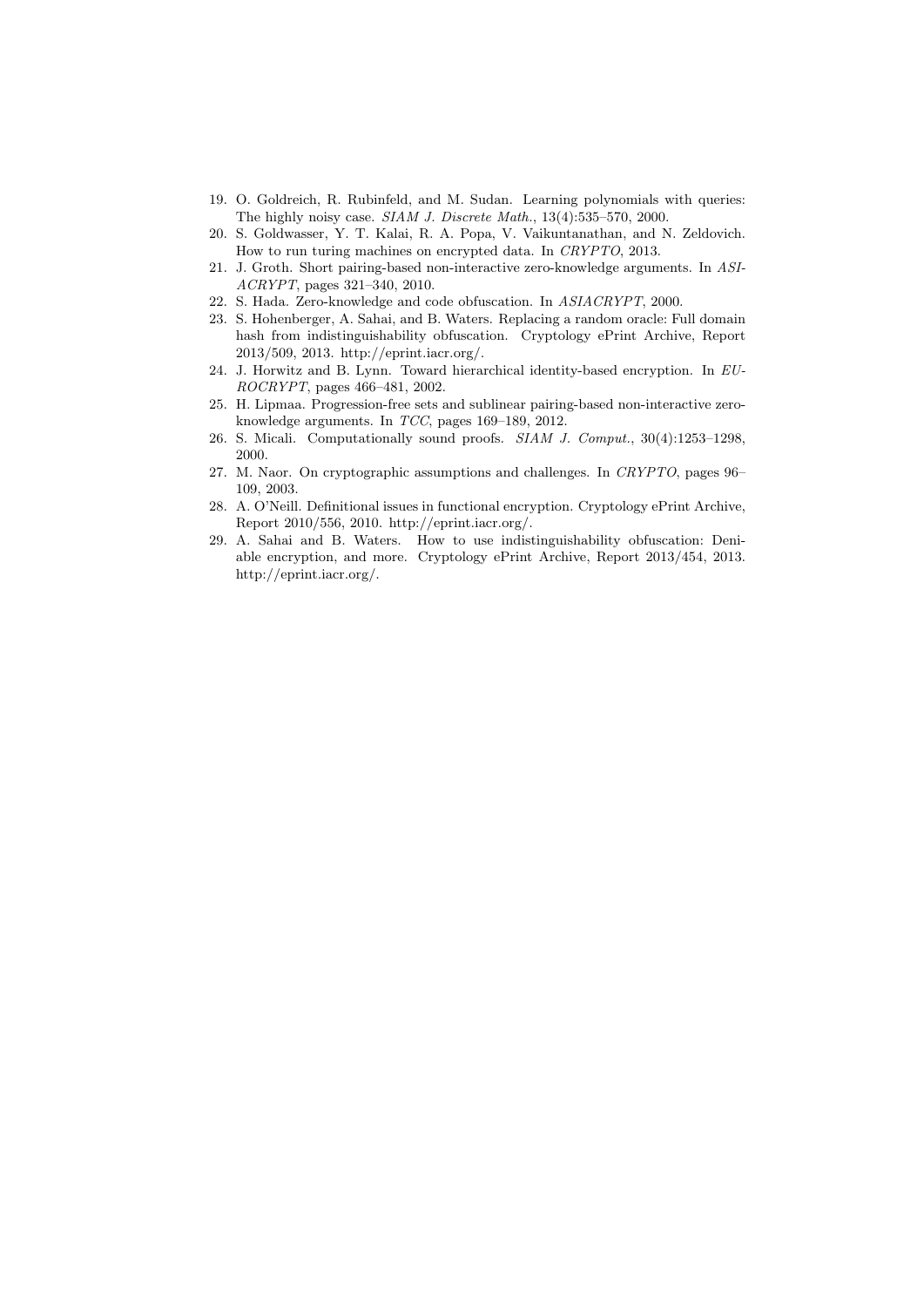19. O. Goldreich, R. Rubinfeld, and M. Sudan. Learning polynomials with queries: The highly noisy case. *SIAM J. Discrete Math.*, 13(4):535–570, 2000.
20. S. Goldwasser, Y. T. Kalai, R. A. Popa, V. Vaikuntanathan, and N. Zeldovich. How to run turing machines on encrypted data. In *CRYPTO*, 2013.
21. J. Groth. Short pairing-based non-interactive zero-knowledge arguments. In *ASIACRYPT*, pages 321–340, 2010.
22. S. Hada. Zero-knowledge and code obfuscation. In *ASIACRYPT*, 2000.
23. S. Hohenberger, A. Sahai, and B. Waters. Replacing a random oracle: Full domain hash from indistinguishability obfuscation. Cryptology ePrint Archive, Report 2013/509, 2013. http://eprint.iacr.org/.
24. J. Horwitz and B. Lynn. Toward hierarchical identity-based encryption. In *EUROCRYPT*, pages 466–481, 2002.
25. H. Lipmaa. Progression-free sets and sublinear pairing-based non-interactive zero-knowledge arguments. In *TCC*, pages 169–189, 2012.
26. S. Micali. Computationally sound proofs. *SIAM J. Comput.*, 30(4):1253–1298, 2000.
27. M. Naor. On cryptographic assumptions and challenges. In *CRYPTO*, pages 96–109, 2003.
28. A. O'Neill. Definitional issues in functional encryption. Cryptology ePrint Archive, Report 2010/556, 2010. http://eprint.iacr.org/.
29. A. Sahai and B. Waters. How to use indistinguishability obfuscation: Deniable encryption, and more. Cryptology ePrint Archive, Report 2013/454, 2013. http://eprint.iacr.org/.